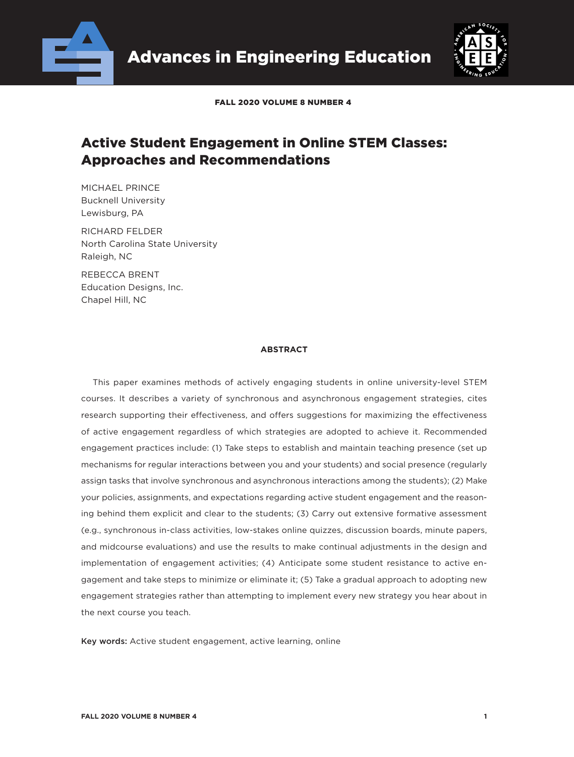# Active Student Engagement in Online STEM Classes: Approaches and Recommendations

MICHAEL PRINCE
Bucknell University
Lewisburg, PA

RICHARD FELDER
North Carolina State University
Raleigh, NC

REBECCA BRENT
Education Designs, Inc.
Chapel Hill, NC

## ABSTRACT

This paper examines methods of actively engaging students in online university-level STEM courses. It describes a variety of synchronous and asynchronous engagement strategies, cites research supporting their effectiveness, and offers suggestions for maximizing the effectiveness of active engagement regardless of which strategies are adopted to achieve it. Recommended engagement practices include: (1) Take steps to establish and maintain teaching presence (set up mechanisms for regular interactions between you and your students) and social presence (regularly assign tasks that involve synchronous and asynchronous interactions among the students); (2) Make your policies, assignments, and expectations regarding active student engagement and the reasoning behind them explicit and clear to the students; (3) Carry out extensive formative assessment (e.g., synchronous in-class activities, low-stakes online quizzes, discussion boards, minute papers, and midcourse evaluations) and use the results to make continual adjustments in the design and implementation of engagement activities; (4) Anticipate some student resistance to active engagement and take steps to minimize or eliminate it; (5) Take a gradual approach to adopting new engagement strategies rather than attempting to implement every new strategy you hear about in the next course you teach.

**Key words:** Active student engagement, active learning, online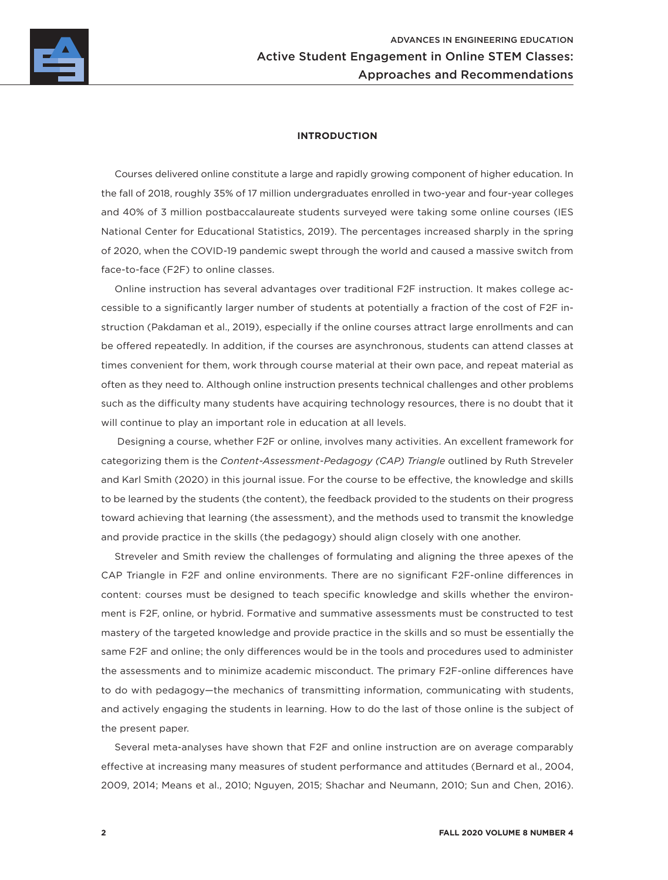## INTRODUCTION

Courses delivered online constitute a large and rapidly growing component of higher education. In the fall of 2018, roughly 35% of 17 million undergraduates enrolled in two-year and four-year colleges and 40% of 3 million postbaccalaureate students surveyed were taking some online courses (IES National Center for Educational Statistics, 2019). The percentages increased sharply in the spring of 2020, when the COVID-19 pandemic swept through the world and caused a massive switch from face-to-face (F2F) to online classes.

Online instruction has several advantages over traditional F2F instruction. It makes college accessible to a significantly larger number of students at potentially a fraction of the cost of F2F instruction (Pakdaman et al., 2019), especially if the online courses attract large enrollments and can be offered repeatedly. In addition, if the courses are asynchronous, students can attend classes at times convenient for them, work through course material at their own pace, and repeat material as often as they need to. Although online instruction presents technical challenges and other problems such as the difficulty many students have acquiring technology resources, there is no doubt that it will continue to play an important role in education at all levels.

Designing a course, whether F2F or online, involves many activities. An excellent framework for categorizing them is the *Content-Assessment-Pedagogy (CAP) Triangle* outlined by Ruth Streveler and Karl Smith (2020) in this journal issue. For the course to be effective, the knowledge and skills to be learned by the students (the content), the feedback provided to the students on their progress toward achieving that learning (the assessment), and the methods used to transmit the knowledge and provide practice in the skills (the pedagogy) should align closely with one another.

Streveler and Smith review the challenges of formulating and aligning the three apexes of the CAP Triangle in F2F and online environments. There are no significant F2F-online differences in content: courses must be designed to teach specific knowledge and skills whether the environment is F2F, online, or hybrid. Formative and summative assessments must be constructed to test mastery of the targeted knowledge and provide practice in the skills and so must be essentially the same F2F and online; the only differences would be in the tools and procedures used to administer the assessments and to minimize academic misconduct. The primary F2F-online differences have to do with pedagogy—the mechanics of transmitting information, communicating with students, and actively engaging the students in learning. How to do the last of those online is the subject of the present paper.

Several meta-analyses have shown that F2F and online instruction are on average comparably effective at increasing many measures of student performance and attitudes (Bernard et al., 2004, 2009, 2014; Means et al., 2010; Nguyen, 2015; Shachar and Neumann, 2010; Sun and Chen, 2016).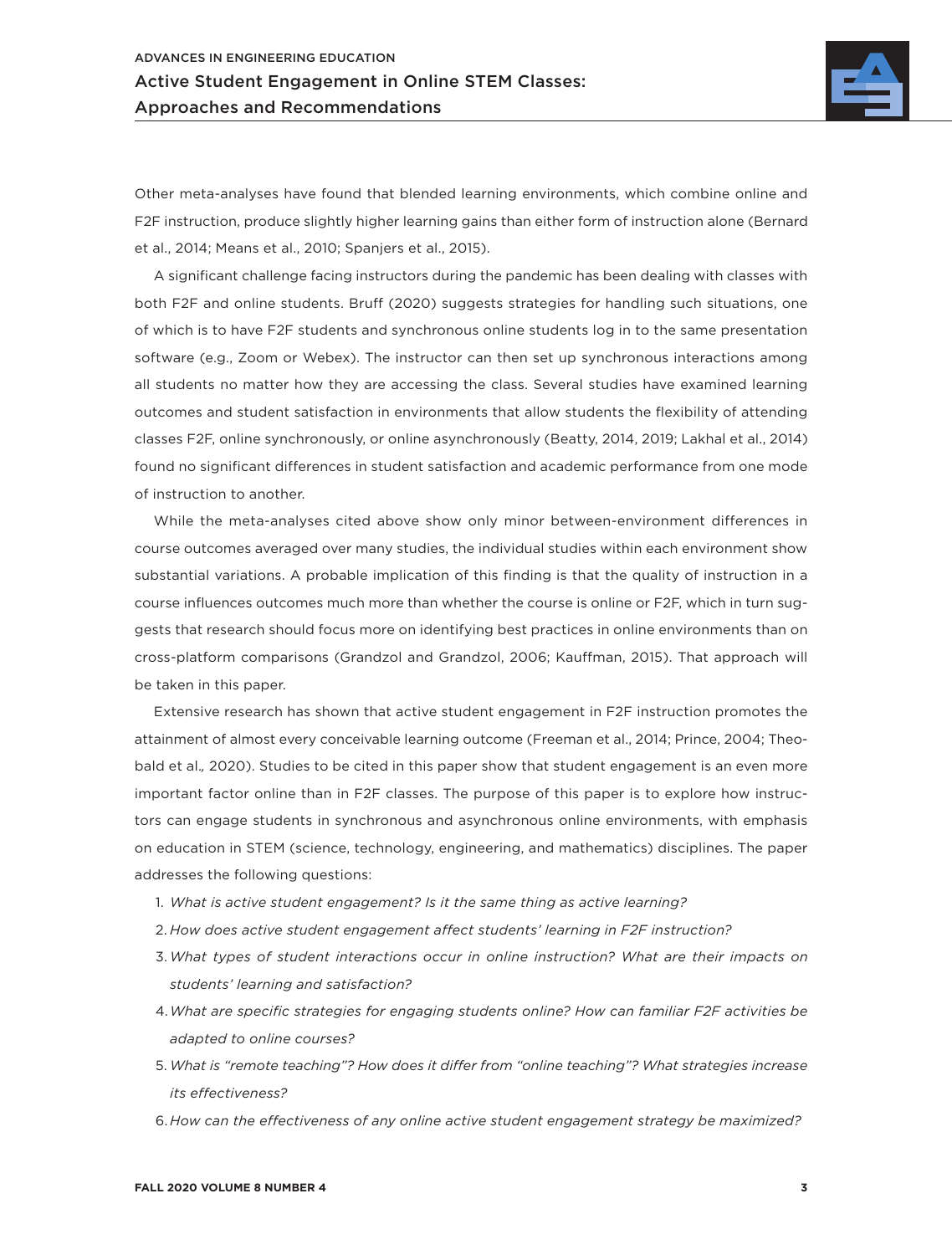Other meta-analyses have found that blended learning environments, which combine online and F2F instruction, produce slightly higher learning gains than either form of instruction alone (Bernard et al., 2014; Means et al., 2010; Spanjers et al., 2015).

A significant challenge facing instructors during the pandemic has been dealing with classes with both F2F and online students. Bruff (2020) suggests strategies for handling such situations, one of which is to have F2F students and synchronous online students log in to the same presentation software (e.g., Zoom or Webex). The instructor can then set up synchronous interactions among all students no matter how they are accessing the class. Several studies have examined learning outcomes and student satisfaction in environments that allow students the flexibility of attending classes F2F, online synchronously, or online asynchronously (Beatty, 2014, 2019; Lakhal et al., 2014) found no significant differences in student satisfaction and academic performance from one mode of instruction to another.

While the meta-analyses cited above show only minor between-environment differences in course outcomes averaged over many studies, the individual studies within each environment show substantial variations. A probable implication of this finding is that the quality of instruction in a course influences outcomes much more than whether the course is online or F2F, which in turn suggests that research should focus more on identifying best practices in online environments than on cross-platform comparisons (Grandzol and Grandzol, 2006; Kauffman, 2015). That approach will be taken in this paper.

Extensive research has shown that active student engagement in F2F instruction promotes the attainment of almost every conceivable learning outcome (Freeman et al., 2014; Prince, 2004; Theobald et al.*,* 2020). Studies to be cited in this paper show that student engagement is an even more important factor online than in F2F classes. The purpose of this paper is to explore how instructors can engage students in synchronous and asynchronous online environments, with emphasis on education in STEM (science, technology, engineering, and mathematics) disciplines. The paper addresses the following questions:

1. *What is active student engagement? Is it the same thing as active learning?*
2. *How does active student engagement affect students' learning in F2F instruction?*
3. *What types of student interactions occur in online instruction? What are their impacts on students' learning and satisfaction?*
4. *What are specific strategies for engaging students online? How can familiar F2F activities be adapted to online courses?*
5. *What is "remote teaching"? How does it differ from "online teaching"? What strategies increase its effectiveness?*
6. *How can the effectiveness of any online active student engagement strategy be maximized?*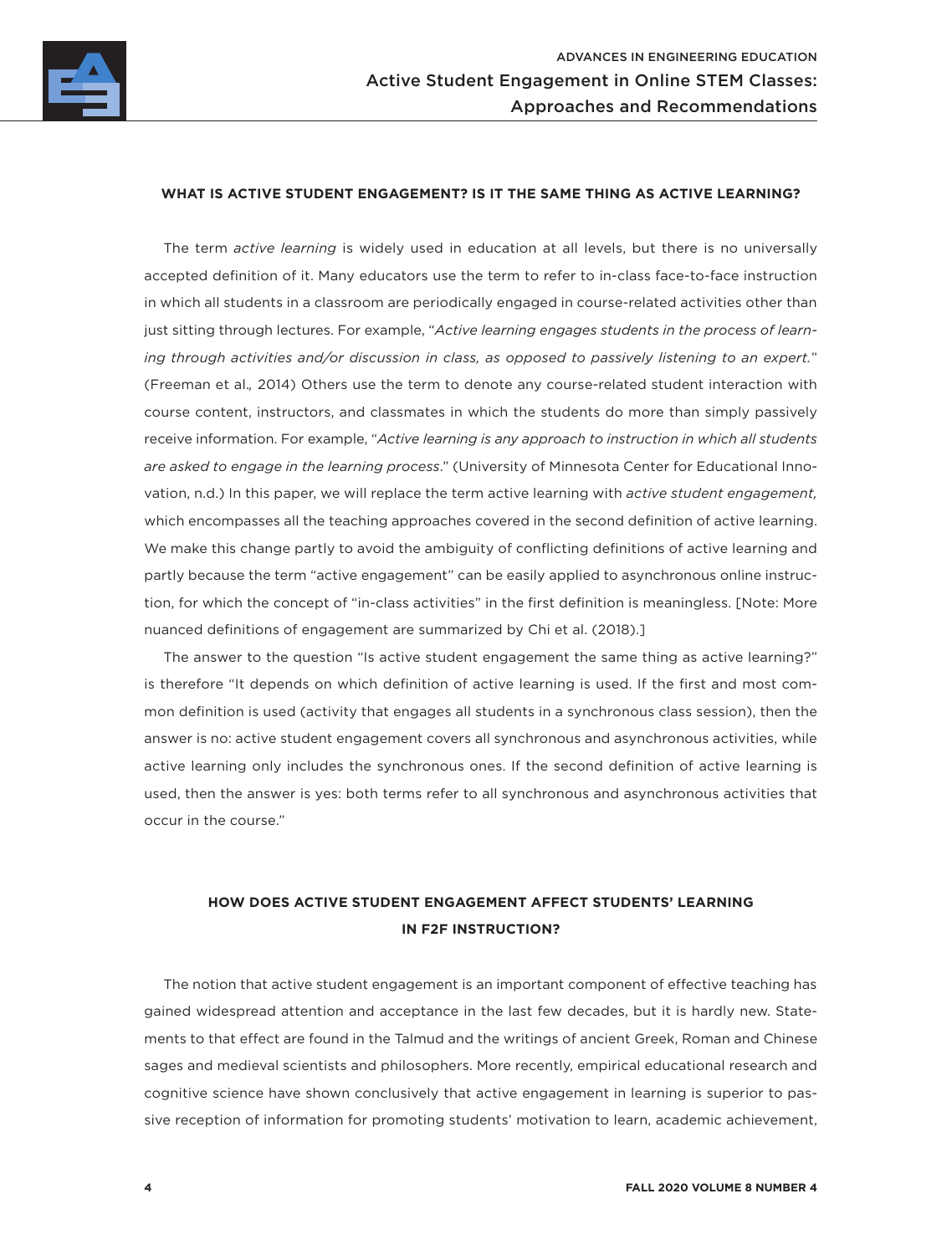## WHAT IS ACTIVE STUDENT ENGAGEMENT? IS IT THE SAME THING AS ACTIVE LEARNING?

The term *active learning* is widely used in education at all levels, but there is no universally accepted definition of it. Many educators use the term to refer to in-class face-to-face instruction in which all students in a classroom are periodically engaged in course-related activities other than just sitting through lectures. For example, "*Active learning engages students in the process of learning through activities and/or discussion in class, as opposed to passively listening to an expert.*" (Freeman et al., 2014) Others use the term to denote any course-related student interaction with course content, instructors, and classmates in which the students do more than simply passively receive information. For example, "*Active learning is any approach to instruction in which all students are asked to engage in the learning process*." (University of Minnesota Center for Educational Innovation, n.d.) In this paper, we will replace the term active learning with *active student engagement,* which encompasses all the teaching approaches covered in the second definition of active learning. We make this change partly to avoid the ambiguity of conflicting definitions of active learning and partly because the term "active engagement" can be easily applied to asynchronous online instruction, for which the concept of "in-class activities" in the first definition is meaningless. [Note: More nuanced definitions of engagement are summarized by Chi et al. (2018).]

The answer to the question "Is active student engagement the same thing as active learning?" is therefore "It depends on which definition of active learning is used. If the first and most common definition is used (activity that engages all students in a synchronous class session), then the answer is no: active student engagement covers all synchronous and asynchronous activities, while active learning only includes the synchronous ones. If the second definition of active learning is used, then the answer is yes: both terms refer to all synchronous and asynchronous activities that occur in the course."

## HOW DOES ACTIVE STUDENT ENGAGEMENT AFFECT STUDENTS' LEARNING IN F2F INSTRUCTION?

The notion that active student engagement is an important component of effective teaching has gained widespread attention and acceptance in the last few decades, but it is hardly new. Statements to that effect are found in the Talmud and the writings of ancient Greek, Roman and Chinese sages and medieval scientists and philosophers. More recently, empirical educational research and cognitive science have shown conclusively that active engagement in learning is superior to passive reception of information for promoting students' motivation to learn, academic achievement,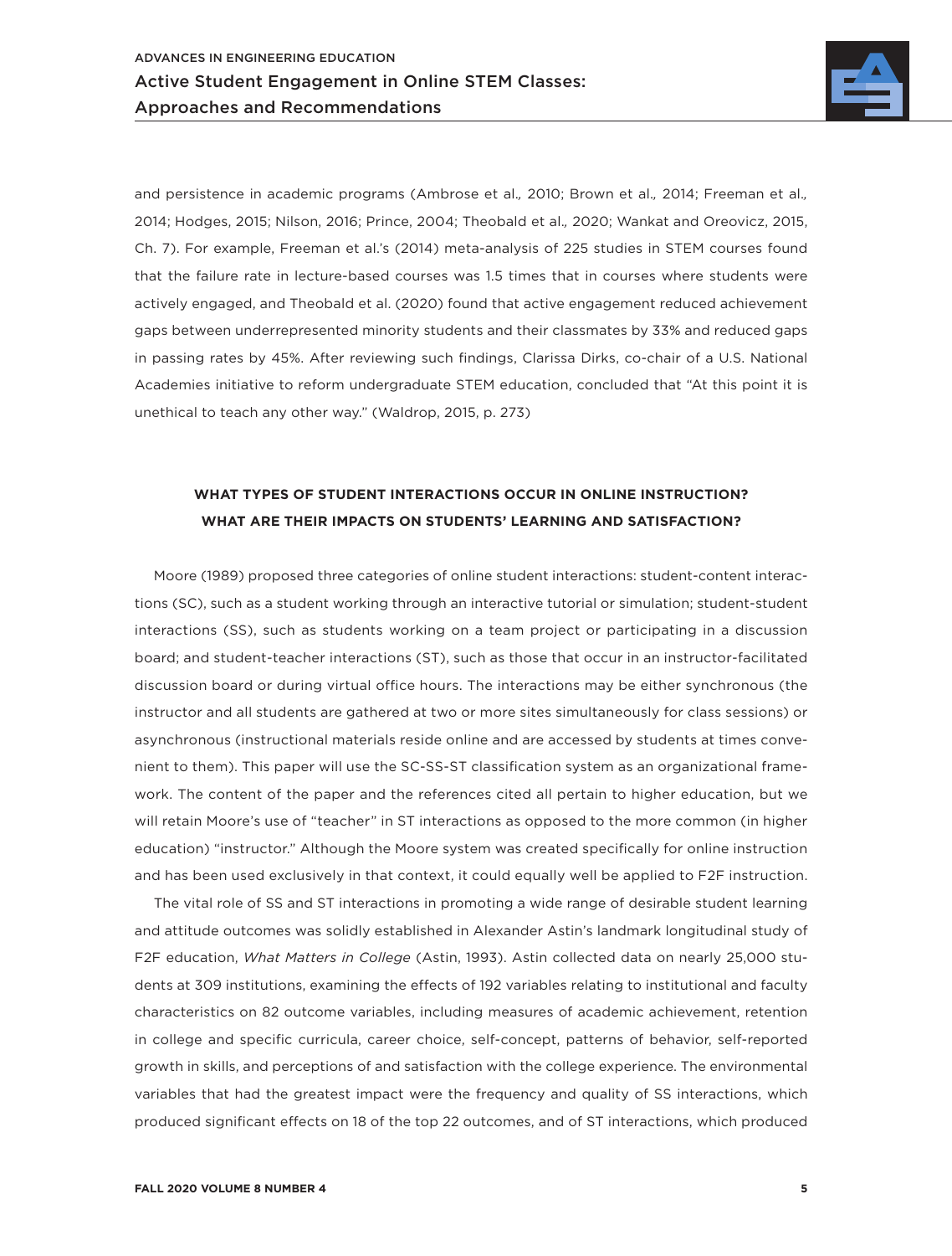and persistence in academic programs (Ambrose et al., 2010; Brown et al., 2014; Freeman et al., 2014; Hodges, 2015; Nilson, 2016; Prince, 2004; Theobald et al., 2020; Wankat and Oreovicz, 2015, Ch. 7). For example, Freeman et al.'s (2014) meta-analysis of 225 studies in STEM courses found that the failure rate in lecture-based courses was 1.5 times that in courses where students were actively engaged, and Theobald et al. (2020) found that active engagement reduced achievement gaps between underrepresented minority students and their classmates by 33% and reduced gaps in passing rates by 45%. After reviewing such findings, Clarissa Dirks, co-chair of a U.S. National Academies initiative to reform undergraduate STEM education, concluded that "At this point it is unethical to teach any other way." (Waldrop, 2015, p. 273)

## WHAT TYPES OF STUDENT INTERACTIONS OCCUR IN ONLINE INSTRUCTION? WHAT ARE THEIR IMPACTS ON STUDENTS' LEARNING AND SATISFACTION?

Moore (1989) proposed three categories of online student interactions: student-content interactions (SC), such as a student working through an interactive tutorial or simulation; student-student interactions (SS), such as students working on a team project or participating in a discussion board; and student-teacher interactions (ST), such as those that occur in an instructor-facilitated discussion board or during virtual office hours. The interactions may be either synchronous (the instructor and all students are gathered at two or more sites simultaneously for class sessions) or asynchronous (instructional materials reside online and are accessed by students at times convenient to them). This paper will use the SC-SS-ST classification system as an organizational framework. The content of the paper and the references cited all pertain to higher education, but we will retain Moore's use of "teacher" in ST interactions as opposed to the more common (in higher education) "instructor." Although the Moore system was created specifically for online instruction and has been used exclusively in that context, it could equally well be applied to F2F instruction.

The vital role of SS and ST interactions in promoting a wide range of desirable student learning and attitude outcomes was solidly established in Alexander Astin's landmark longitudinal study of F2F education, *What Matters in College* (Astin, 1993). Astin collected data on nearly 25,000 students at 309 institutions, examining the effects of 192 variables relating to institutional and faculty characteristics on 82 outcome variables, including measures of academic achievement, retention in college and specific curricula, career choice, self-concept, patterns of behavior, self-reported growth in skills, and perceptions of and satisfaction with the college experience. The environmental variables that had the greatest impact were the frequency and quality of SS interactions, which produced significant effects on 18 of the top 22 outcomes, and of ST interactions, which produced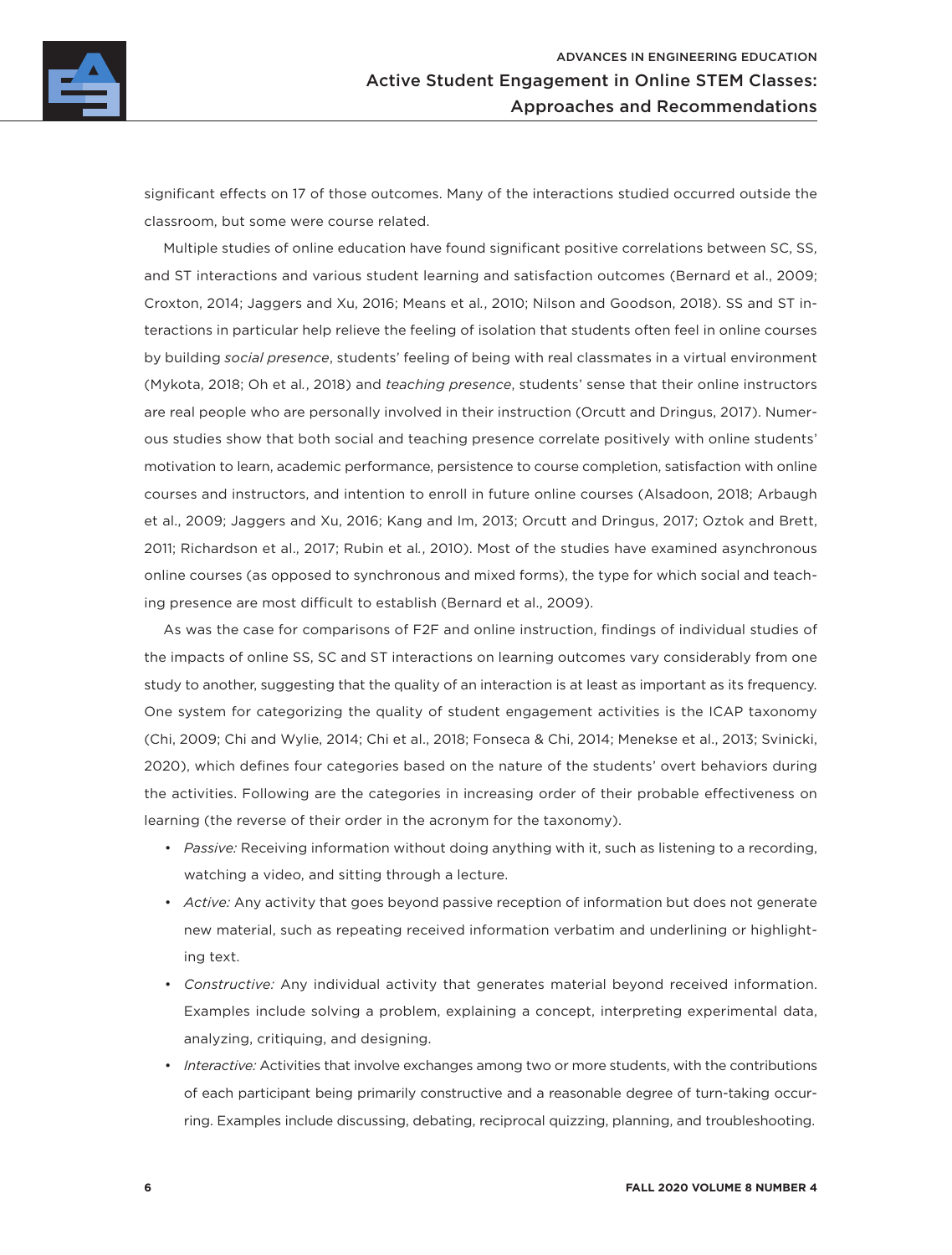significant effects on 17 of those outcomes. Many of the interactions studied occurred outside the classroom, but some were course related.

Multiple studies of online education have found significant positive correlations between SC, SS, and ST interactions and various student learning and satisfaction outcomes (Bernard et al., 2009; Croxton, 2014; Jaggers and Xu, 2016; Means et al., 2010; Nilson and Goodson, 2018). SS and ST interactions in particular help relieve the feeling of isolation that students often feel in online courses by building *social presence*, students' feeling of being with real classmates in a virtual environment (Mykota, 2018; Oh et al., 2018) and *teaching presence*, students' sense that their online instructors are real people who are personally involved in their instruction (Orcutt and Dringus, 2017). Numerous studies show that both social and teaching presence correlate positively with online students' motivation to learn, academic performance, persistence to course completion, satisfaction with online courses and instructors, and intention to enroll in future online courses (Alsadoon, 2018; Arbaugh et al., 2009; Jaggers and Xu, 2016; Kang and Im, 2013; Orcutt and Dringus, 2017; Oztok and Brett, 2011; Richardson et al., 2017; Rubin et al., 2010). Most of the studies have examined asynchronous online courses (as opposed to synchronous and mixed forms), the type for which social and teaching presence are most difficult to establish (Bernard et al., 2009).

As was the case for comparisons of F2F and online instruction, findings of individual studies of the impacts of online SS, SC and ST interactions on learning outcomes vary considerably from one study to another, suggesting that the quality of an interaction is at least as important as its frequency. One system for categorizing the quality of student engagement activities is the ICAP taxonomy (Chi, 2009; Chi and Wylie, 2014; Chi et al., 2018; Fonseca & Chi, 2014; Menekse et al., 2013; Svinicki, 2020), which defines four categories based on the nature of the students' overt behaviors during the activities. Following are the categories in increasing order of their probable effectiveness on learning (the reverse of their order in the acronym for the taxonomy).

- *Passive:* Receiving information without doing anything with it, such as listening to a recording, watching a video, and sitting through a lecture.
- *Active:* Any activity that goes beyond passive reception of information but does not generate new material, such as repeating received information verbatim and underlining or highlighting text.
- *Constructive:* Any individual activity that generates material beyond received information. Examples include solving a problem, explaining a concept, interpreting experimental data, analyzing, critiquing, and designing.
- *Interactive:* Activities that involve exchanges among two or more students, with the contributions of each participant being primarily constructive and a reasonable degree of turn-taking occurring. Examples include discussing, debating, reciprocal quizzing, planning, and troubleshooting.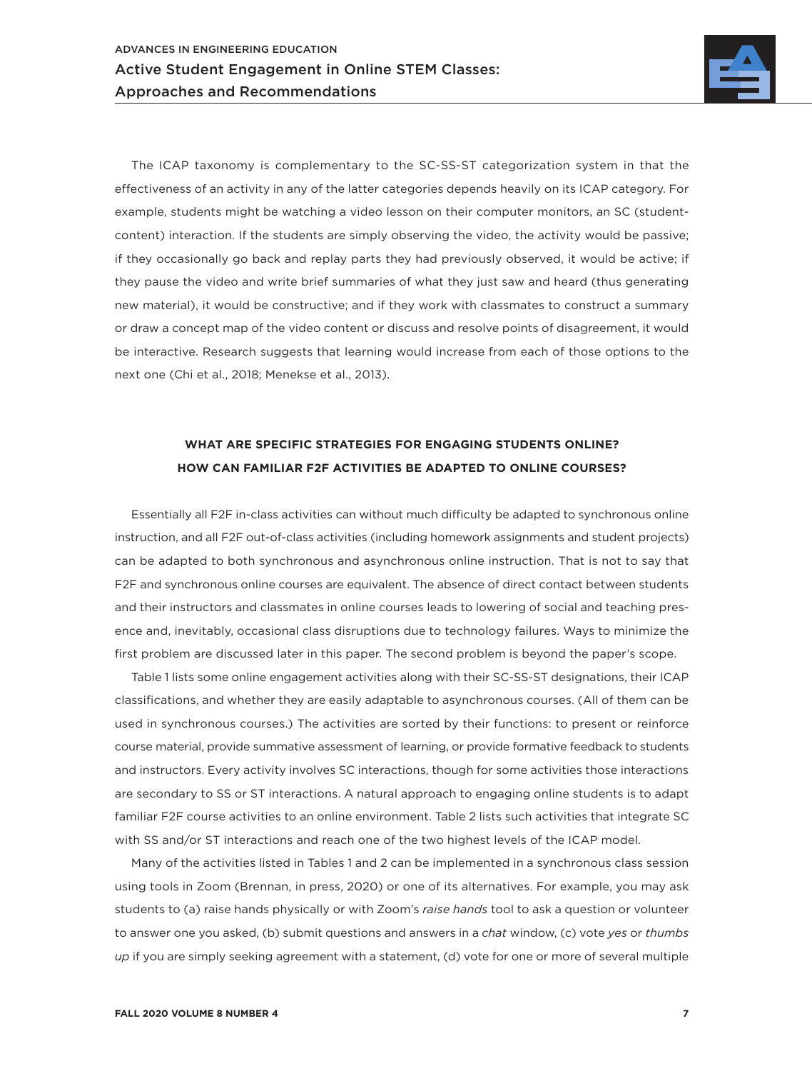The ICAP taxonomy is complementary to the SC-SS-ST categorization system in that the effectiveness of an activity in any of the latter categories depends heavily on its ICAP category. For example, students might be watching a video lesson on their computer monitors, an SC (student-content) interaction. If the students are simply observing the video, the activity would be passive; if they occasionally go back and replay parts they had previously observed, it would be active; if they pause the video and write brief summaries of what they just saw and heard (thus generating new material), it would be constructive; and if they work with classmates to construct a summary or draw a concept map of the video content or discuss and resolve points of disagreement, it would be interactive. Research suggests that learning would increase from each of those options to the next one (Chi et al., 2018; Menekse et al., 2013).

## WHAT ARE SPECIFIC STRATEGIES FOR ENGAGING STUDENTS ONLINE? HOW CAN FAMILIAR F2F ACTIVITIES BE ADAPTED TO ONLINE COURSES?

Essentially all F2F in-class activities can without much difficulty be adapted to synchronous online instruction, and all F2F out-of-class activities (including homework assignments and student projects) can be adapted to both synchronous and asynchronous online instruction. That is not to say that F2F and synchronous online courses are equivalent. The absence of direct contact between students and their instructors and classmates in online courses leads to lowering of social and teaching presence and, inevitably, occasional class disruptions due to technology failures. Ways to minimize the first problem are discussed later in this paper. The second problem is beyond the paper's scope.

Table 1 lists some online engagement activities along with their SC-SS-ST designations, their ICAP classifications, and whether they are easily adaptable to asynchronous courses. (All of them can be used in synchronous courses.) The activities are sorted by their functions: to present or reinforce course material, provide summative assessment of learning, or provide formative feedback to students and instructors. Every activity involves SC interactions, though for some activities those interactions are secondary to SS or ST interactions. A natural approach to engaging online students is to adapt familiar F2F course activities to an online environment. Table 2 lists such activities that integrate SC with SS and/or ST interactions and reach one of the two highest levels of the ICAP model.

Many of the activities listed in Tables 1 and 2 can be implemented in a synchronous class session using tools in Zoom (Brennan, in press, 2020) or one of its alternatives. For example, you may ask students to (a) raise hands physically or with Zoom's *raise hands* tool to ask a question or volunteer to answer one you asked, (b) submit questions and answers in a *chat* window, (c) vote *yes* or *thumbs up* if you are simply seeking agreement with a statement, (d) vote for one or more of several multiple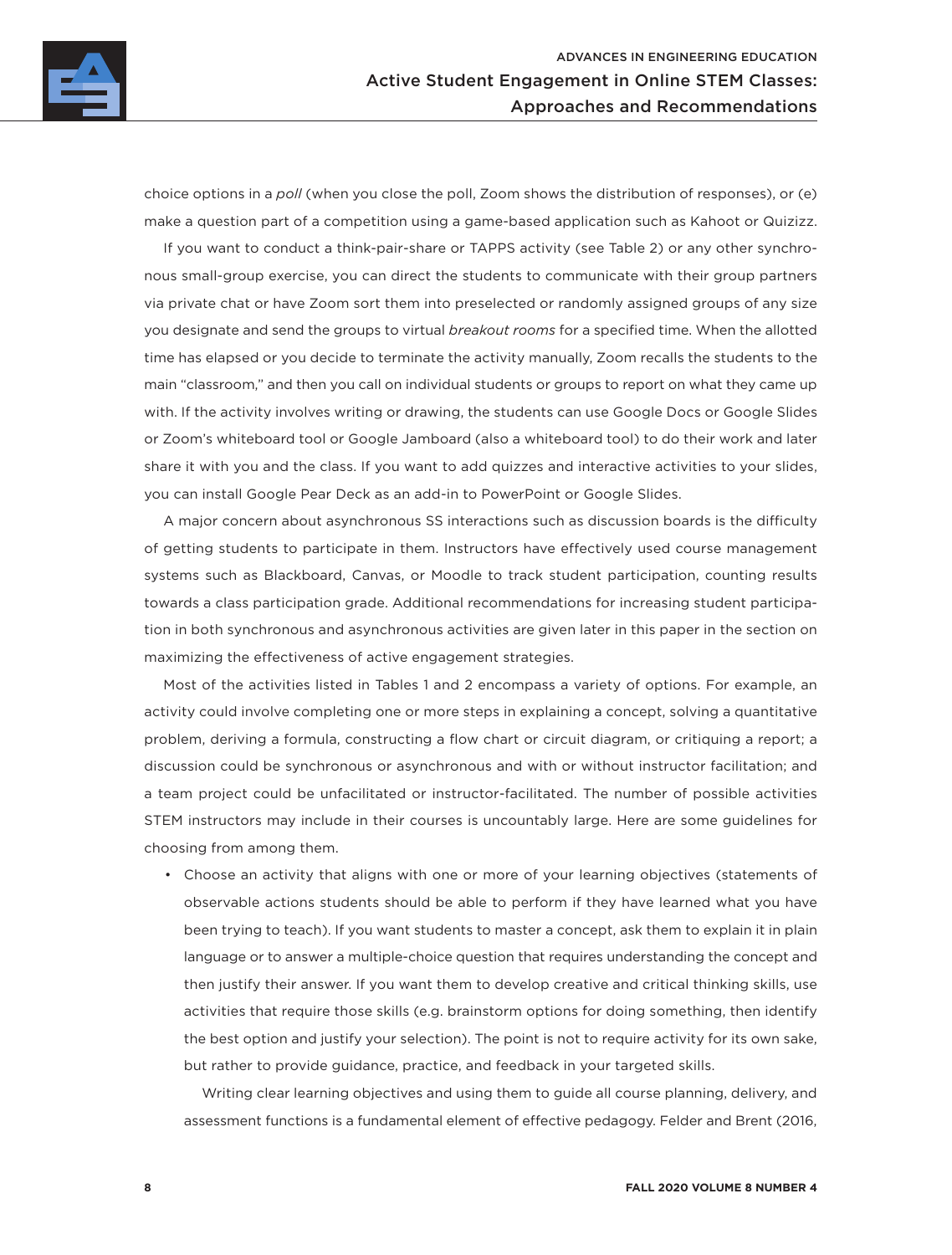choice options in a *poll* (when you close the poll, Zoom shows the distribution of responses), or (e) make a question part of a competition using a game-based application such as Kahoot or Quizizz.

If you want to conduct a think-pair-share or TAPPS activity (see Table 2) or any other synchronous small-group exercise, you can direct the students to communicate with their group partners via private chat or have Zoom sort them into preselected or randomly assigned groups of any size you designate and send the groups to virtual *breakout rooms* for a specified time. When the allotted time has elapsed or you decide to terminate the activity manually, Zoom recalls the students to the main "classroom," and then you call on individual students or groups to report on what they came up with. If the activity involves writing or drawing, the students can use Google Docs or Google Slides or Zoom's whiteboard tool or Google Jamboard (also a whiteboard tool) to do their work and later share it with you and the class. If you want to add quizzes and interactive activities to your slides, you can install Google Pear Deck as an add-in to PowerPoint or Google Slides.

A major concern about asynchronous SS interactions such as discussion boards is the difficulty of getting students to participate in them. Instructors have effectively used course management systems such as Blackboard, Canvas, or Moodle to track student participation, counting results towards a class participation grade. Additional recommendations for increasing student participation in both synchronous and asynchronous activities are given later in this paper in the section on maximizing the effectiveness of active engagement strategies.

Most of the activities listed in Tables 1 and 2 encompass a variety of options. For example, an activity could involve completing one or more steps in explaining a concept, solving a quantitative problem, deriving a formula, constructing a flow chart or circuit diagram, or critiquing a report; a discussion could be synchronous or asynchronous and with or without instructor facilitation; and a team project could be unfacilitated or instructor-facilitated. The number of possible activities STEM instructors may include in their courses is uncountably large. Here are some guidelines for choosing from among them.

- Choose an activity that aligns with one or more of your learning objectives (statements of observable actions students should be able to perform if they have learned what you have been trying to teach). If you want students to master a concept, ask them to explain it in plain language or to answer a multiple-choice question that requires understanding the concept and then justify their answer. If you want them to develop creative and critical thinking skills, use activities that require those skills (e.g. brainstorm options for doing something, then identify the best option and justify your selection). The point is not to require activity for its own sake, but rather to provide guidance, practice, and feedback in your targeted skills.

  Writing clear learning objectives and using them to guide all course planning, delivery, and assessment functions is a fundamental element of effective pedagogy. Felder and Brent (2016,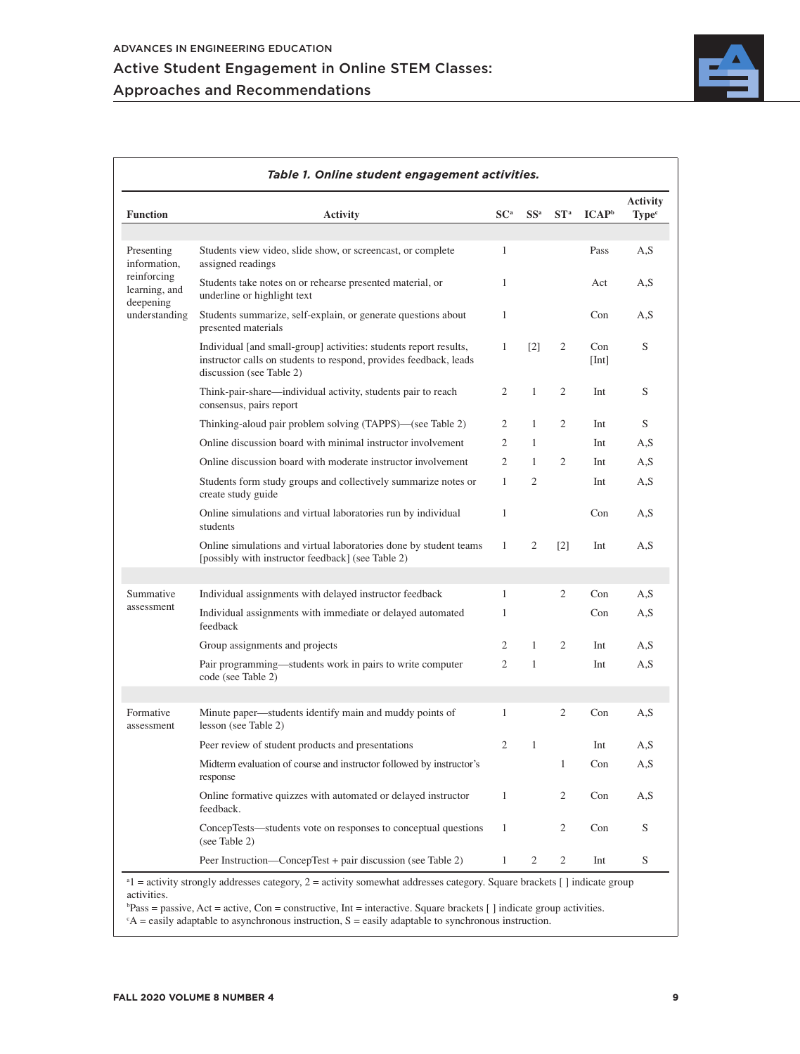**Table 1. Online student engagement activities.**

| Function | Activity | SC[a] | SS[a] | ST[a] | ICAP[b] | Activity Type[c] |
|---|---|---|---|---|---|---|
| Presenting information, reinforcing learning, and deepening understanding | Students view video, slide show, or screencast, or complete assigned readings | 1 | | | Pass | A,S |
| | Students take notes on or rehearse presented material, or underline or highlight text | 1 | | | Act | A,S |
| | Students summarize, self-explain, or generate questions about presented materials | 1 | | | Con | A,S |
| | Individual [and small-group] activities: students report results, instructor calls on students to respond, provides feedback, leads discussion (see Table 2) | 1 | [2] | 2 | Con [Int] | S |
| | Think-pair-share—individual activity, students pair to reach consensus, pairs report | 2 | 1 | 2 | Int | S |
| | Thinking-aloud pair problem solving (TAPPS)—(see Table 2) | 2 | 1 | 2 | Int | S |
| | Online discussion board with minimal instructor involvement | 2 | 1 | | Int | A,S |
| | Online discussion board with moderate instructor involvement | 2 | 1 | 2 | Int | A,S |
| | Students form study groups and collectively summarize notes or create study guide | 1 | 2 | | Int | A,S |
| | Online simulations and virtual laboratories run by individual students | 1 | | | Con | A,S |
| | Online simulations and virtual laboratories done by student teams [possibly with instructor feedback] (see Table 2) | 1 | 2 | [2] | Int | A,S |
| Summative assessment | Individual assignments with delayed instructor feedback | 1 | | 2 | Con | A,S |
| | Individual assignments with immediate or delayed automated feedback | 1 | | | Con | A,S |
| | Group assignments and projects | 2 | 1 | 2 | Int | A,S |
| | Pair programming—students work in pairs to write computer code (see Table 2) | 2 | 1 | | Int | A,S |
| Formative assessment | Minute paper—students identify main and muddy points of lesson (see Table 2) | 1 | | 2 | Con | A,S |
| | Peer review of student products and presentations | 2 | 1 | | Int | A,S |
| | Midterm evaluation of course and instructor followed by instructor's response | | | 1 | Con | A,S |
| | Online formative quizzes with automated or delayed instructor feedback. | 1 | | 2 | Con | A,S |
| | ConcepTests—students vote on responses to conceptual questions (see Table 2) | 1 | | 2 | Con | S |
| | Peer Instruction—ConcepTest + pair discussion (see Table 2) | 1 | 2 | 2 | Int | S |

[a]1 = activity strongly addresses category, 2 = activity somewhat addresses category. Square brackets [ ] indicate group activities.
[b]Pass = passive, Act = active, Con = constructive, Int = interactive. Square brackets [ ] indicate group activities.
[c]A = easily adaptable to asynchronous instruction, S = easily adaptable to synchronous instruction.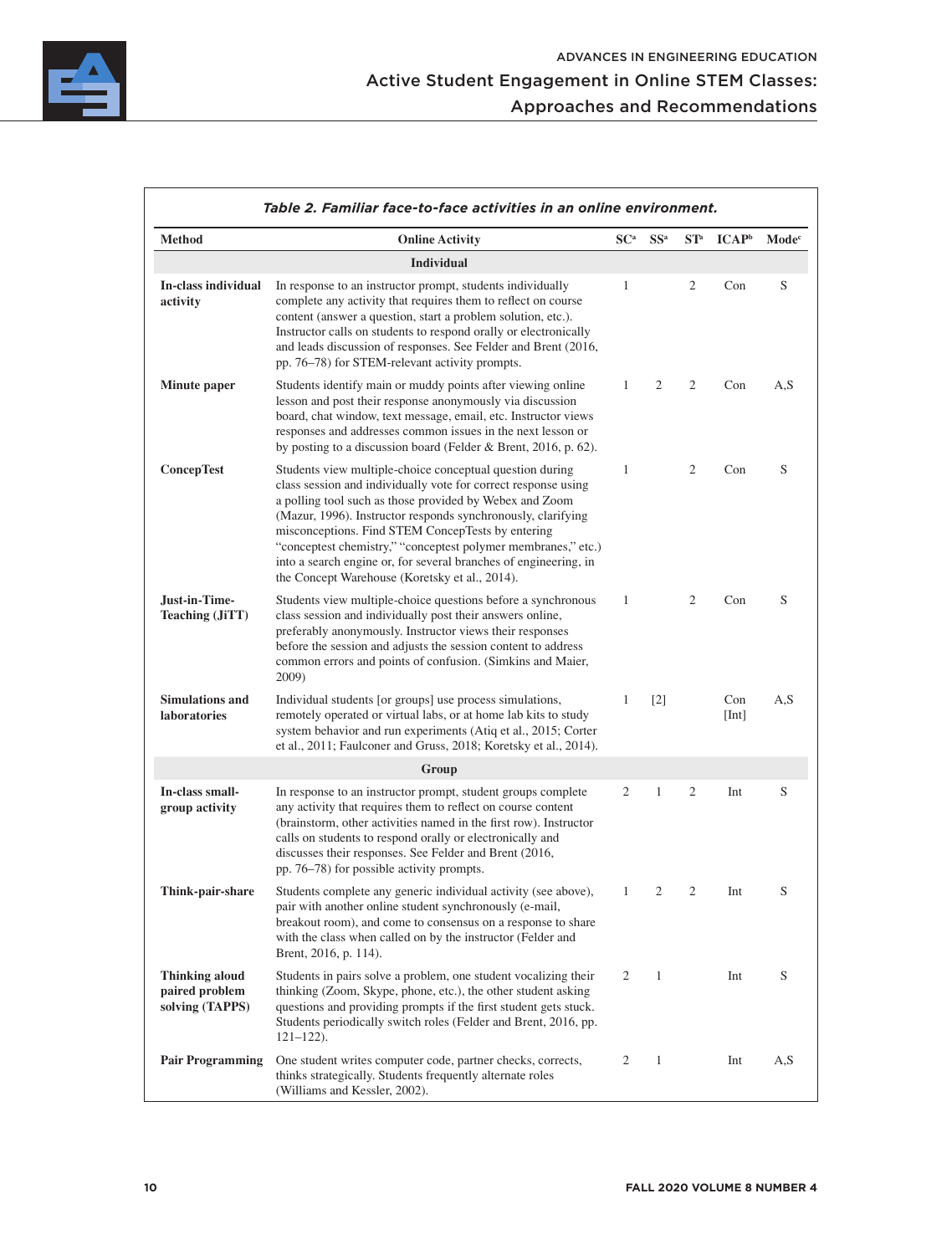*Table 2. Familiar face-to-face activities in an online environment.*

| Method | Online Activity | SC[a] | SS[a] | ST[a] | ICAP[b] | Mode[c] |
|---|---|---|---|---|---|---|
| | **Individual** | | | | | |
| **In-class individual activity** | In response to an instructor prompt, students individually complete any activity that requires them to reflect on course content (answer a question, start a problem solution, etc.). Instructor calls on students to respond orally or electronically and leads discussion of responses. See Felder and Brent (2016, pp. 76–78) for STEM-relevant activity prompts. | 1 | | 2 | Con | S |
| **Minute paper** | Students identify main or muddy points after viewing online lesson and post their response anonymously via discussion board, chat window, text message, email, etc. Instructor views responses and addresses common issues in the next lesson or by posting to a discussion board (Felder & Brent, 2016, p. 62). | 1 | 2 | 2 | Con | A,S |
| **ConcepTest** | Students view multiple-choice conceptual question during class session and individually vote for correct response using a polling tool such as those provided by Webex and Zoom (Mazur, 1996). Instructor responds synchronously, clarifying misconceptions. Find STEM ConcepTests by entering "conceptest chemistry," "conceptest polymer membranes," etc.) into a search engine or, for several branches of engineering, in the Concept Warehouse (Koretsky et al., 2014). | 1 | | 2 | Con | S |
| **Just-in-Time-Teaching (JiTT)** | Students view multiple-choice questions before a synchronous class session and individually post their answers online, preferably anonymously. Instructor views their responses before the session and adjusts the session content to address common errors and points of confusion. (Simkins and Maier, 2009) | 1 | | 2 | Con | S |
| **Simulations and laboratories** | Individual students [or groups] use process simulations, remotely operated or virtual labs, or at home lab kits to study system behavior and run experiments (Atiq et al., 2015; Corter et al., 2011; Faulconer and Gruss, 2018; Koretsky et al., 2014). | 1 | [2] | | Con [Int] | A,S |
| | **Group** | | | | | |
| **In-class small-group activity** | In response to an instructor prompt, student groups complete any activity that requires them to reflect on course content (brainstorm, other activities named in the first row). Instructor calls on students to respond orally or electronically and discusses their responses. See Felder and Brent (2016, pp. 76–78) for possible activity prompts. | 2 | 1 | 2 | Int | S |
| **Think-pair-share** | Students complete any generic individual activity (see above), pair with another online student synchronously (e-mail, breakout room), and come to consensus on a response to share with the class when called on by the instructor (Felder and Brent, 2016, p. 114). | 1 | 2 | 2 | Int | S |
| **Thinking aloud paired problem solving (TAPPS)** | Students in pairs solve a problem, one student vocalizing their thinking (Zoom, Skype, phone, etc.), the other student asking questions and providing prompts if the first student gets stuck. Students periodically switch roles (Felder and Brent, 2016, pp. 121–122). | 2 | 1 | | Int | S |
| **Pair Programming** | One student writes computer code, partner checks, corrects, thinks strategically. Students frequently alternate roles (Williams and Kessler, 2002). | 2 | 1 | | Int | A,S |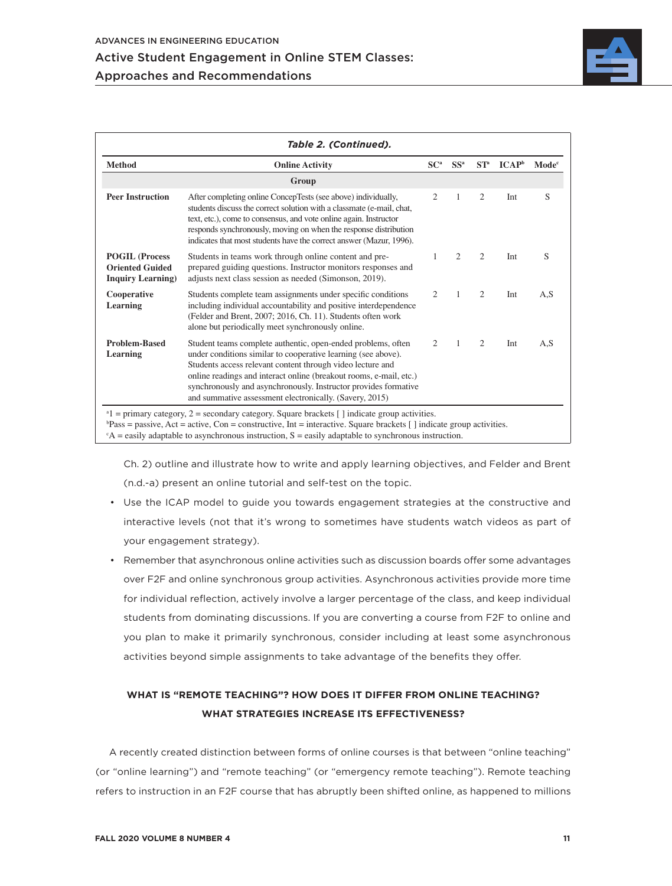**Table 2. (Continued).**

| Method | Online Activity | SC[a] | SS[a] | ST[a] | ICAP[b] | Mode[c] |
|---|---|---|---|---|---|---|
| | **Group** | | | | | |
| **Peer Instruction** | After completing online ConcepTests (see above) individually, students discuss the correct solution with a classmate (e-mail, chat, text, etc.), come to consensus, and vote online again. Instructor responds synchronously, moving on when the response distribution indicates that most students have the correct answer (Mazur, 1996). | 2 | 1 | 2 | Int | S |
| **POGIL (Process Oriented Guided Inquiry Learning)** | Students in teams work through online content and pre-prepared guiding questions. Instructor monitors responses and adjusts next class session as needed (Simonson, 2019). | 1 | 2 | 2 | Int | S |
| **Cooperative Learning** | Students complete team assignments under specific conditions including individual accountability and positive interdependence (Felder and Brent, 2007; 2016, Ch. 11). Students often work alone but periodically meet synchronously online. | 2 | 1 | 2 | Int | A,S |
| **Problem-Based Learning** | Student teams complete authentic, open-ended problems, often under conditions similar to cooperative learning (see above). Students access relevant content through video lecture and online readings and interact online (breakout rooms, e-mail, etc.) synchronously and asynchronously. Instructor provides formative and summative assessment electronically. (Savery, 2015) | 2 | 1 | 2 | Int | A,S |

[a]1 = primary category, 2 = secondary category. Square brackets [ ] indicate group activities.
[b]Pass = passive, Act = active, Con = constructive, Int = interactive. Square brackets [ ] indicate group activities.
[c]A = easily adaptable to asynchronous instruction, S = easily adaptable to synchronous instruction.

Ch. 2) outline and illustrate how to write and apply learning objectives, and Felder and Brent (n.d.-a) present an online tutorial and self-test on the topic.

- Use the ICAP model to guide you towards engagement strategies at the constructive and interactive levels (not that it's wrong to sometimes have students watch videos as part of your engagement strategy).
- Remember that asynchronous online activities such as discussion boards offer some advantages over F2F and online synchronous group activities. Asynchronous activities provide more time for individual reflection, actively involve a larger percentage of the class, and keep individual students from dominating discussions. If you are converting a course from F2F to online and you plan to make it primarily synchronous, consider including at least some asynchronous activities beyond simple assignments to take advantage of the benefits they offer.

## WHAT IS "REMOTE TEACHING"? HOW DOES IT DIFFER FROM ONLINE TEACHING? WHAT STRATEGIES INCREASE ITS EFFECTIVENESS?

A recently created distinction between forms of online courses is that between "online teaching" (or "online learning") and "remote teaching" (or "emergency remote teaching"). Remote teaching refers to instruction in an F2F course that has abruptly been shifted online, as happened to millions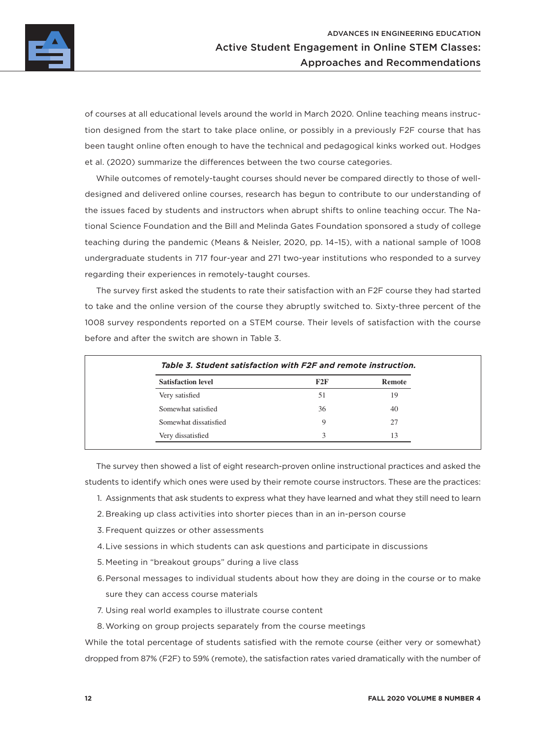of courses at all educational levels around the world in March 2020. Online teaching means instruction designed from the start to take place online, or possibly in a previously F2F course that has been taught online often enough to have the technical and pedagogical kinks worked out. Hodges et al. (2020) summarize the differences between the two course categories.

While outcomes of remotely-taught courses should never be compared directly to those of well-designed and delivered online courses, research has begun to contribute to our understanding of the issues faced by students and instructors when abrupt shifts to online teaching occur. The National Science Foundation and the Bill and Melinda Gates Foundation sponsored a study of college teaching during the pandemic (Means & Neisler, 2020, pp. 14–15), with a national sample of 1008 undergraduate students in 717 four-year and 271 two-year institutions who responded to a survey regarding their experiences in remotely-taught courses.

The survey first asked the students to rate their satisfaction with an F2F course they had started to take and the online version of the course they abruptly switched to. Sixty-three percent of the 1008 survey respondents reported on a STEM course. Their levels of satisfaction with the course before and after the switch are shown in Table 3.

***Table 3. Student satisfaction with F2F and remote instruction.***

| Satisfaction level | F2F | Remote |
|---|---|---|
| Very satisfied | 51 | 19 |
| Somewhat satisfied | 36 | 40 |
| Somewhat dissatisfied | 9 | 27 |
| Very dissatisfied | 3 | 13 |

The survey then showed a list of eight research-proven online instructional practices and asked the students to identify which ones were used by their remote course instructors. These are the practices:

1. Assignments that ask students to express what they have learned and what they still need to learn
2. Breaking up class activities into shorter pieces than in an in-person course
3. Frequent quizzes or other assessments
4. Live sessions in which students can ask questions and participate in discussions
5. Meeting in "breakout groups" during a live class
6. Personal messages to individual students about how they are doing in the course or to make sure they can access course materials
7. Using real world examples to illustrate course content
8. Working on group projects separately from the course meetings

While the total percentage of students satisfied with the remote course (either very or somewhat) dropped from 87% (F2F) to 59% (remote), the satisfaction rates varied dramatically with the number of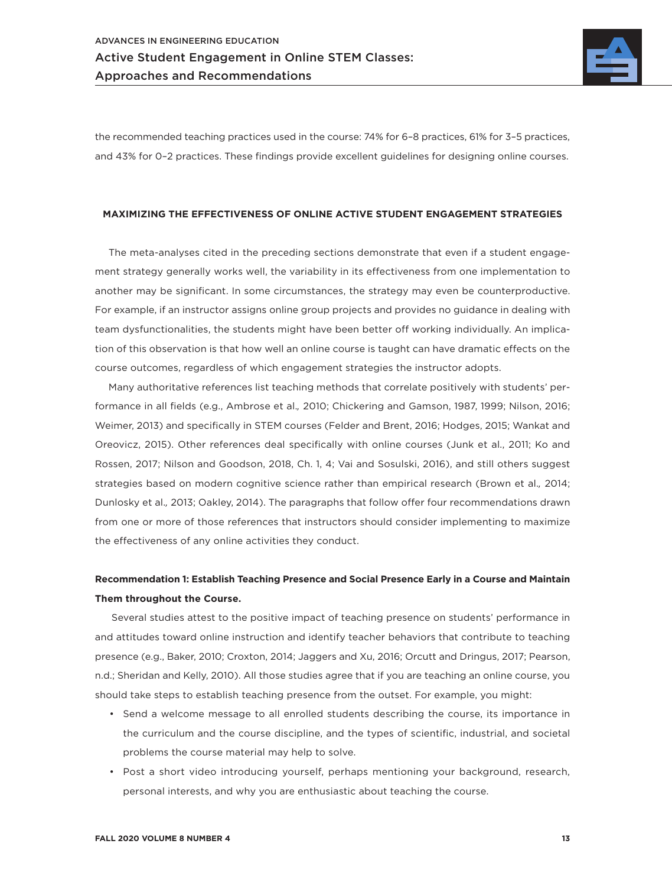the recommended teaching practices used in the course: 74% for 6–8 practices, 61% for 3–5 practices, and 43% for 0–2 practices. These findings provide excellent guidelines for designing online courses.

## MAXIMIZING THE EFFECTIVENESS OF ONLINE ACTIVE STUDENT ENGAGEMENT STRATEGIES

The meta-analyses cited in the preceding sections demonstrate that even if a student engagement strategy generally works well, the variability in its effectiveness from one implementation to another may be significant. In some circumstances, the strategy may even be counterproductive. For example, if an instructor assigns online group projects and provides no guidance in dealing with team dysfunctionalities, the students might have been better off working individually. An implication of this observation is that how well an online course is taught can have dramatic effects on the course outcomes, regardless of which engagement strategies the instructor adopts.

Many authoritative references list teaching methods that correlate positively with students' performance in all fields (e.g., Ambrose et al., 2010; Chickering and Gamson, 1987, 1999; Nilson, 2016; Weimer, 2013) and specifically in STEM courses (Felder and Brent, 2016; Hodges, 2015; Wankat and Oreovicz, 2015). Other references deal specifically with online courses (Junk et al., 2011; Ko and Rossen, 2017; Nilson and Goodson, 2018, Ch. 1, 4; Vai and Sosulski, 2016), and still others suggest strategies based on modern cognitive science rather than empirical research (Brown et al., 2014; Dunlosky et al., 2013; Oakley, 2014). The paragraphs that follow offer four recommendations drawn from one or more of those references that instructors should consider implementing to maximize the effectiveness of any online activities they conduct.

### Recommendation 1: Establish Teaching Presence and Social Presence Early in a Course and Maintain Them throughout the Course.

Several studies attest to the positive impact of teaching presence on students' performance in and attitudes toward online instruction and identify teacher behaviors that contribute to teaching presence (e.g., Baker, 2010; Croxton, 2014; Jaggers and Xu, 2016; Orcutt and Dringus, 2017; Pearson, n.d.; Sheridan and Kelly, 2010). All those studies agree that if you are teaching an online course, you should take steps to establish teaching presence from the outset. For example, you might:

- Send a welcome message to all enrolled students describing the course, its importance in the curriculum and the course discipline, and the types of scientific, industrial, and societal problems the course material may help to solve.
- Post a short video introducing yourself, perhaps mentioning your background, research, personal interests, and why you are enthusiastic about teaching the course.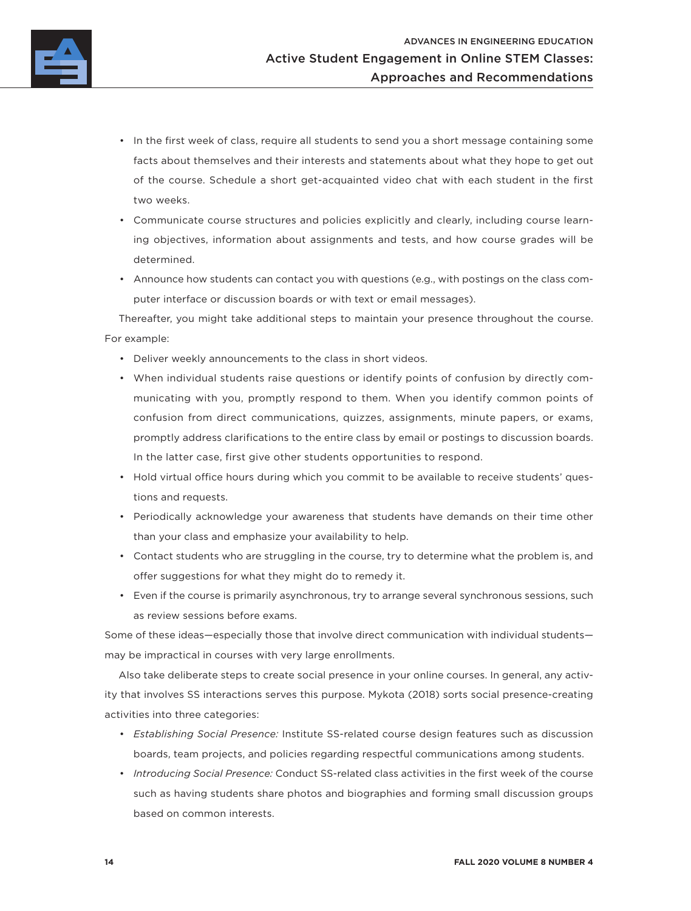- In the first week of class, require all students to send you a short message containing some facts about themselves and their interests and statements about what they hope to get out of the course. Schedule a short get-acquainted video chat with each student in the first two weeks.
- Communicate course structures and policies explicitly and clearly, including course learning objectives, information about assignments and tests, and how course grades will be determined.
- Announce how students can contact you with questions (e.g., with postings on the class computer interface or discussion boards or with text or email messages).

Thereafter, you might take additional steps to maintain your presence throughout the course. For example:

- Deliver weekly announcements to the class in short videos.
- When individual students raise questions or identify points of confusion by directly communicating with you, promptly respond to them. When you identify common points of confusion from direct communications, quizzes, assignments, minute papers, or exams, promptly address clarifications to the entire class by email or postings to discussion boards. In the latter case, first give other students opportunities to respond.
- Hold virtual office hours during which you commit to be available to receive students' questions and requests.
- Periodically acknowledge your awareness that students have demands on their time other than your class and emphasize your availability to help.
- Contact students who are struggling in the course, try to determine what the problem is, and offer suggestions for what they might do to remedy it.
- Even if the course is primarily asynchronous, try to arrange several synchronous sessions, such as review sessions before exams.

Some of these ideas—especially those that involve direct communication with individual students—may be impractical in courses with very large enrollments.

Also take deliberate steps to create social presence in your online courses. In general, any activity that involves SS interactions serves this purpose. Mykota (2018) sorts social presence-creating activities into three categories:

- *Establishing Social Presence:* Institute SS-related course design features such as discussion boards, team projects, and policies regarding respectful communications among students.
- *Introducing Social Presence:* Conduct SS-related class activities in the first week of the course such as having students share photos and biographies and forming small discussion groups based on common interests.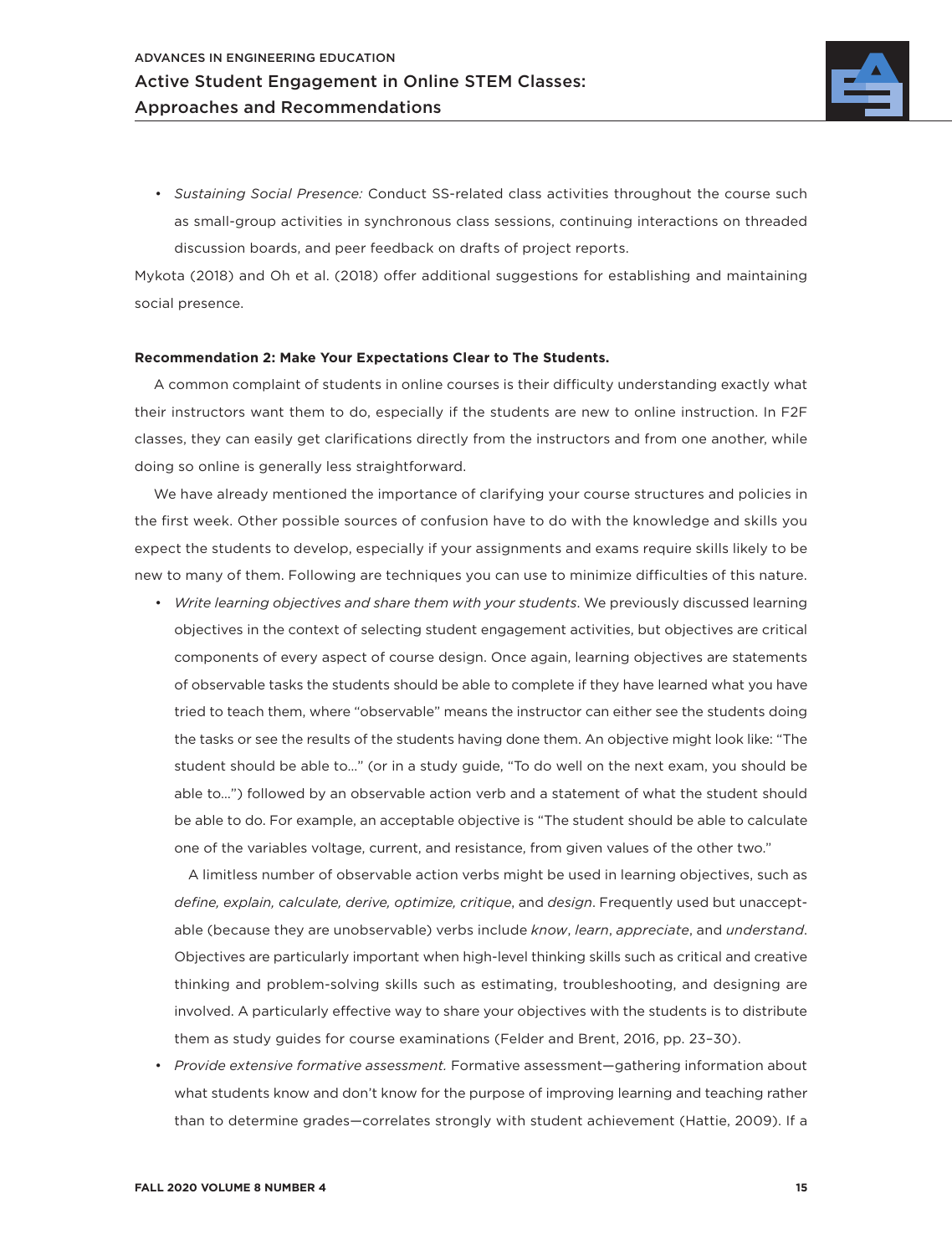- *Sustaining Social Presence:* Conduct SS-related class activities throughout the course such as small-group activities in synchronous class sessions, continuing interactions on threaded discussion boards, and peer feedback on drafts of project reports.

Mykota (2018) and Oh et al. (2018) offer additional suggestions for establishing and maintaining social presence.

**Recommendation 2: Make Your Expectations Clear to The Students.**

A common complaint of students in online courses is their difficulty understanding exactly what their instructors want them to do, especially if the students are new to online instruction. In F2F classes, they can easily get clarifications directly from the instructors and from one another, while doing so online is generally less straightforward.

We have already mentioned the importance of clarifying your course structures and policies in the first week. Other possible sources of confusion have to do with the knowledge and skills you expect the students to develop, especially if your assignments and exams require skills likely to be new to many of them. Following are techniques you can use to minimize difficulties of this nature.

- *Write learning objectives and share them with your students*. We previously discussed learning objectives in the context of selecting student engagement activities, but objectives are critical components of every aspect of course design. Once again, learning objectives are statements of observable tasks the students should be able to complete if they have learned what you have tried to teach them, where "observable" means the instructor can either see the students doing the tasks or see the results of the students having done them. An objective might look like: "The student should be able to…" (or in a study guide, "To do well on the next exam, you should be able to…") followed by an observable action verb and a statement of what the student should be able to do. For example, an acceptable objective is "The student should be able to calculate one of the variables voltage, current, and resistance, from given values of the other two."

  A limitless number of observable action verbs might be used in learning objectives, such as *define, explain, calculate, derive, optimize, critique*, and *design*. Frequently used but unacceptable (because they are unobservable) verbs include *know*, *learn*, *appreciate*, and *understand*. Objectives are particularly important when high-level thinking skills such as critical and creative thinking and problem-solving skills such as estimating, troubleshooting, and designing are involved. A particularly effective way to share your objectives with the students is to distribute them as study guides for course examinations (Felder and Brent, 2016, pp. 23–30).

- *Provide extensive formative assessment.* Formative assessment—gathering information about what students know and don't know for the purpose of improving learning and teaching rather than to determine grades—correlates strongly with student achievement (Hattie, 2009). If a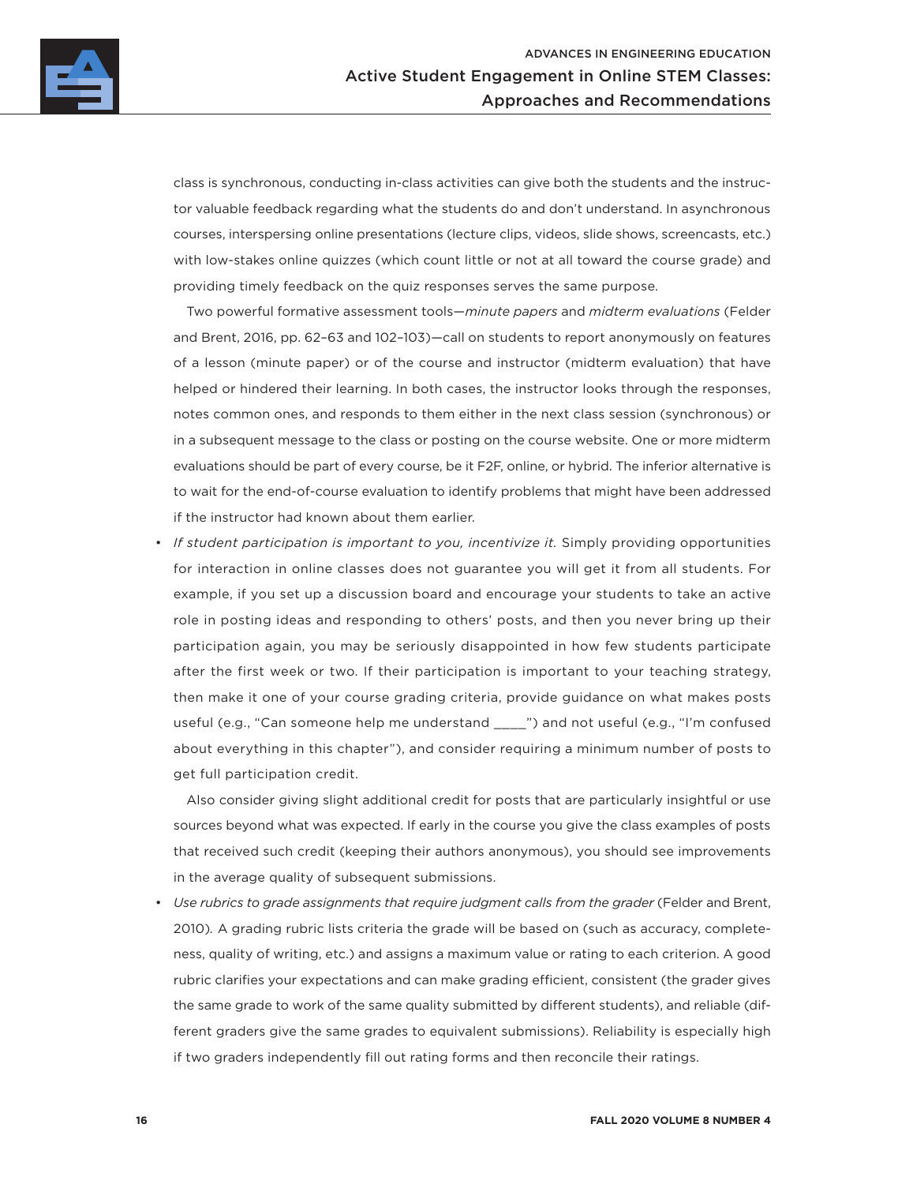class is synchronous, conducting in-class activities can give both the students and the instructor valuable feedback regarding what the students do and don't understand. In asynchronous courses, interspersing online presentations (lecture clips, videos, slide shows, screencasts, etc.) with low-stakes online quizzes (which count little or not at all toward the course grade) and providing timely feedback on the quiz responses serves the same purpose.

Two powerful formative assessment tools—*minute papers* and *midterm evaluations* (Felder and Brent, 2016, pp. 62–63 and 102–103)—call on students to report anonymously on features of a lesson (minute paper) or of the course and instructor (midterm evaluation) that have helped or hindered their learning. In both cases, the instructor looks through the responses, notes common ones, and responds to them either in the next class session (synchronous) or in a subsequent message to the class or posting on the course website. One or more midterm evaluations should be part of every course, be it F2F, online, or hybrid. The inferior alternative is to wait for the end-of-course evaluation to identify problems that might have been addressed if the instructor had known about them earlier.

- *If student participation is important to you, incentivize it.* Simply providing opportunities for interaction in online classes does not guarantee you will get it from all students. For example, if you set up a discussion board and encourage your students to take an active role in posting ideas and responding to others' posts, and then you never bring up their participation again, you may be seriously disappointed in how few students participate after the first week or two. If their participation is important to your teaching strategy, then make it one of your course grading criteria, provide guidance on what makes posts useful (e.g., "Can someone help me understand \_\_\_\_") and not useful (e.g., "I'm confused about everything in this chapter"), and consider requiring a minimum number of posts to get full participation credit.

  Also consider giving slight additional credit for posts that are particularly insightful or use sources beyond what was expected. If early in the course you give the class examples of posts that received such credit (keeping their authors anonymous), you should see improvements in the average quality of subsequent submissions.

- *Use rubrics to grade assignments that require judgment calls from the grader* (Felder and Brent, 2010). A grading rubric lists criteria the grade will be based on (such as accuracy, completeness, quality of writing, etc.) and assigns a maximum value or rating to each criterion. A good rubric clarifies your expectations and can make grading efficient, consistent (the grader gives the same grade to work of the same quality submitted by different students), and reliable (different graders give the same grades to equivalent submissions). Reliability is especially high if two graders independently fill out rating forms and then reconcile their ratings.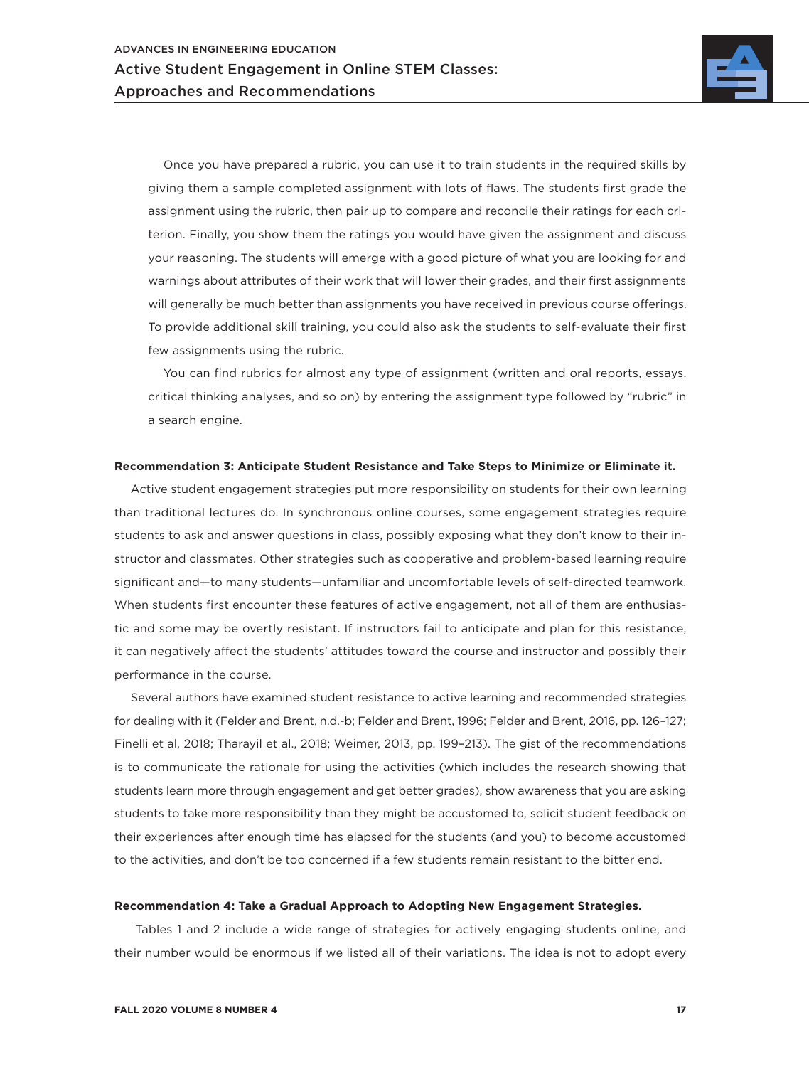Once you have prepared a rubric, you can use it to train students in the required skills by giving them a sample completed assignment with lots of flaws. The students first grade the assignment using the rubric, then pair up to compare and reconcile their ratings for each criterion. Finally, you show them the ratings you would have given the assignment and discuss your reasoning. The students will emerge with a good picture of what you are looking for and warnings about attributes of their work that will lower their grades, and their first assignments will generally be much better than assignments you have received in previous course offerings. To provide additional skill training, you could also ask the students to self-evaluate their first few assignments using the rubric.

You can find rubrics for almost any type of assignment (written and oral reports, essays, critical thinking analyses, and so on) by entering the assignment type followed by "rubric" in a search engine.

**Recommendation 3: Anticipate Student Resistance and Take Steps to Minimize or Eliminate it.**

Active student engagement strategies put more responsibility on students for their own learning than traditional lectures do. In synchronous online courses, some engagement strategies require students to ask and answer questions in class, possibly exposing what they don't know to their instructor and classmates. Other strategies such as cooperative and problem-based learning require significant and—to many students—unfamiliar and uncomfortable levels of self-directed teamwork. When students first encounter these features of active engagement, not all of them are enthusiastic and some may be overtly resistant. If instructors fail to anticipate and plan for this resistance, it can negatively affect the students' attitudes toward the course and instructor and possibly their performance in the course.

Several authors have examined student resistance to active learning and recommended strategies for dealing with it (Felder and Brent, n.d.-b; Felder and Brent, 1996; Felder and Brent, 2016, pp. 126–127; Finelli et al, 2018; Tharayil et al., 2018; Weimer, 2013, pp. 199–213). The gist of the recommendations is to communicate the rationale for using the activities (which includes the research showing that students learn more through engagement and get better grades), show awareness that you are asking students to take more responsibility than they might be accustomed to, solicit student feedback on their experiences after enough time has elapsed for the students (and you) to become accustomed to the activities, and don't be too concerned if a few students remain resistant to the bitter end.

**Recommendation 4: Take a Gradual Approach to Adopting New Engagement Strategies.**

Tables 1 and 2 include a wide range of strategies for actively engaging students online, and their number would be enormous if we listed all of their variations. The idea is not to adopt every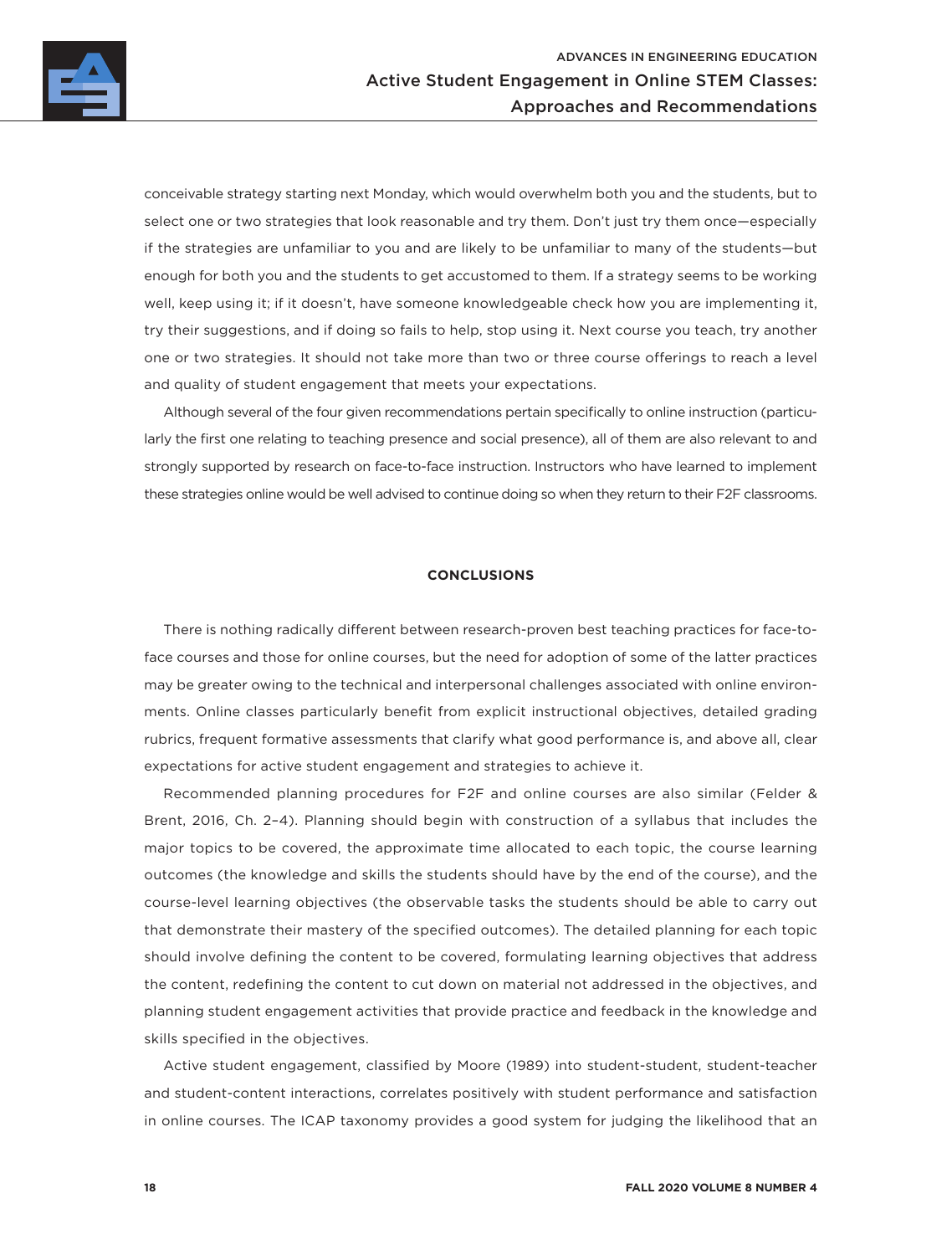conceivable strategy starting next Monday, which would overwhelm both you and the students, but to select one or two strategies that look reasonable and try them. Don't just try them once—especially if the strategies are unfamiliar to you and are likely to be unfamiliar to many of the students—but enough for both you and the students to get accustomed to them. If a strategy seems to be working well, keep using it; if it doesn't, have someone knowledgeable check how you are implementing it, try their suggestions, and if doing so fails to help, stop using it. Next course you teach, try another one or two strategies. It should not take more than two or three course offerings to reach a level and quality of student engagement that meets your expectations.

Although several of the four given recommendations pertain specifically to online instruction (particularly the first one relating to teaching presence and social presence), all of them are also relevant to and strongly supported by research on face-to-face instruction. Instructors who have learned to implement these strategies online would be well advised to continue doing so when they return to their F2F classrooms.

## CONCLUSIONS

There is nothing radically different between research-proven best teaching practices for face-to-face courses and those for online courses, but the need for adoption of some of the latter practices may be greater owing to the technical and interpersonal challenges associated with online environments. Online classes particularly benefit from explicit instructional objectives, detailed grading rubrics, frequent formative assessments that clarify what good performance is, and above all, clear expectations for active student engagement and strategies to achieve it.

Recommended planning procedures for F2F and online courses are also similar (Felder & Brent, 2016, Ch. 2–4). Planning should begin with construction of a syllabus that includes the major topics to be covered, the approximate time allocated to each topic, the course learning outcomes (the knowledge and skills the students should have by the end of the course), and the course-level learning objectives (the observable tasks the students should be able to carry out that demonstrate their mastery of the specified outcomes). The detailed planning for each topic should involve defining the content to be covered, formulating learning objectives that address the content, redefining the content to cut down on material not addressed in the objectives, and planning student engagement activities that provide practice and feedback in the knowledge and skills specified in the objectives.

Active student engagement, classified by Moore (1989) into student-student, student-teacher and student-content interactions, correlates positively with student performance and satisfaction in online courses. The ICAP taxonomy provides a good system for judging the likelihood that an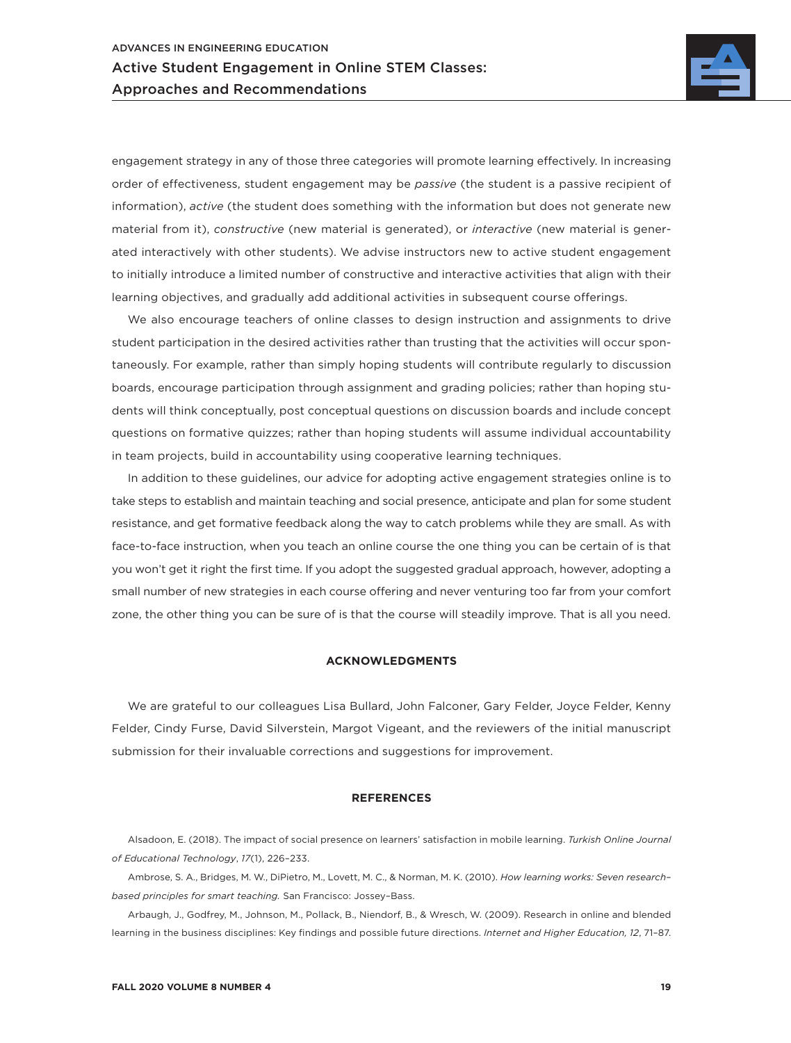engagement strategy in any of those three categories will promote learning effectively. In increasing order of effectiveness, student engagement may be *passive* (the student is a passive recipient of information), *active* (the student does something with the information but does not generate new material from it), *constructive* (new material is generated), or *interactive* (new material is generated interactively with other students). We advise instructors new to active student engagement to initially introduce a limited number of constructive and interactive activities that align with their learning objectives, and gradually add additional activities in subsequent course offerings.

We also encourage teachers of online classes to design instruction and assignments to drive student participation in the desired activities rather than trusting that the activities will occur spontaneously. For example, rather than simply hoping students will contribute regularly to discussion boards, encourage participation through assignment and grading policies; rather than hoping students will think conceptually, post conceptual questions on discussion boards and include concept questions on formative quizzes; rather than hoping students will assume individual accountability in team projects, build in accountability using cooperative learning techniques.

In addition to these guidelines, our advice for adopting active engagement strategies online is to take steps to establish and maintain teaching and social presence, anticipate and plan for some student resistance, and get formative feedback along the way to catch problems while they are small. As with face-to-face instruction, when you teach an online course the one thing you can be certain of is that you won't get it right the first time. If you adopt the suggested gradual approach, however, adopting a small number of new strategies in each course offering and never venturing too far from your comfort zone, the other thing you can be sure of is that the course will steadily improve. That is all you need.

## ACKNOWLEDGMENTS

We are grateful to our colleagues Lisa Bullard, John Falconer, Gary Felder, Joyce Felder, Kenny Felder, Cindy Furse, David Silverstein, Margot Vigeant, and the reviewers of the initial manuscript submission for their invaluable corrections and suggestions for improvement.

## REFERENCES

Alsadoon, E. (2018). The impact of social presence on learners' satisfaction in mobile learning. *Turkish Online Journal of Educational Technology*, *17*(1), 226–233.

Ambrose, S. A., Bridges, M. W., DiPietro, M., Lovett, M. C., & Norman, M. K. (2010). *How learning works: Seven research–based principles for smart teaching.* San Francisco: Jossey–Bass.

Arbaugh, J., Godfrey, M., Johnson, M., Pollack, B., Niendorf, B., & Wresch, W. (2009). Research in online and blended learning in the business disciplines: Key findings and possible future directions. *Internet and Higher Education, 12*, 71–87.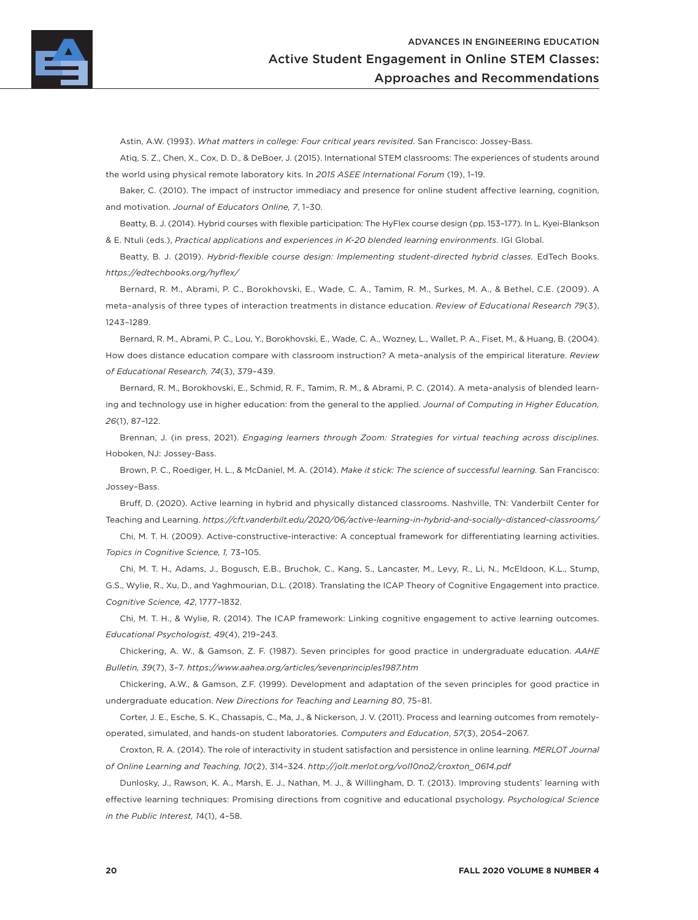Astin, A.W. (1993). *What matters in college: Four critical years revisited*. San Francisco: Jossey-Bass.

Atiq, S. Z., Chen, X., Cox, D. D., & DeBoer, J. (2015). International STEM classrooms: The experiences of students around the world using physical remote laboratory kits. In *2015 ASEE International Forum* (19), 1–19.

Baker, C. (2010). The impact of instructor immediacy and presence for online student affective learning, cognition, and motivation. *Journal of Educators Online, 7*, 1–30.

Beatty, B. J. (2014). Hybrid courses with flexible participation: The HyFlex course design (pp. 153–177). In L. Kyei-Blankson & E. Ntuli (eds.), *Practical applications and experiences in K-20 blended learning environments.* IGI Global.

Beatty, B. J. (2019). *Hybrid-flexible course design: Implementing student-directed hybrid classes.* EdTech Books. *https://edtechbooks.org/hyflex/*

Bernard, R. M., Abrami, P. C., Borokhovski, E., Wade, C. A., Tamim, R. M., Surkes, M. A., & Bethel, C.E. (2009). A meta–analysis of three types of interaction treatments in distance education. *Review of Educational Research 79*(3), 1243–1289.

Bernard, R. M., Abrami, P. C., Lou, Y., Borokhovski, E., Wade, C. A., Wozney, L., Wallet, P. A., Fiset, M., & Huang, B. (2004). How does distance education compare with classroom instruction? A meta–analysis of the empirical literature. *Review of Educational Research, 74*(3), 379–439.

Bernard, R. M., Borokhovski, E., Schmid, R. F., Tamim, R. M., & Abrami, P. C. (2014). A meta–analysis of blended learning and technology use in higher education: from the general to the applied. *Journal of Computing in Higher Education, 26*(1), 87–122.

Brennan, J. (in press, 2021). *Engaging learners through Zoom: Strategies for virtual teaching across disciplines.* Hoboken, NJ: Jossey-Bass.

Brown, P. C., Roediger, H. L., & McDaniel, M. A. (2014). *Make it stick: The science of successful learning.* San Francisco: Jossey–Bass.

Bruff, D. (2020). Active learning in hybrid and physically distanced classrooms. Nashville, TN: Vanderbilt Center for Teaching and Learning. *https://cft.vanderbilt.edu/2020/06/active-learning-in-hybrid-and-socially-distanced-classrooms/*

Chi, M. T. H. (2009). Active-constructive-interactive: A conceptual framework for differentiating learning activities. *Topics in Cognitive Science, 1,* 73–105.

Chi, M. T. H., Adams, J., Bogusch, E.B., Bruchok, C., Kang, S., Lancaster, M., Levy, R., Li, N., McEldoon, K.L., Stump, G.S., Wylie, R., Xu, D., and Yaghmourian, D.L. (2018). Translating the ICAP Theory of Cognitive Engagement into practice. *Cognitive Science, 42*, 1777–1832.

Chi, M. T. H., & Wylie, R. (2014). The ICAP framework: Linking cognitive engagement to active learning outcomes. *Educational Psychologist, 49*(4), 219–243.

Chickering, A. W., & Gamson, Z. F. (1987). Seven principles for good practice in undergraduate education. *AAHE Bulletin, 39*(7), 3–7. *https://www.aahea.org/articles/sevenprinciples1987.htm*

Chickering, A.W., & Gamson, Z.F. (1999). Development and adaptation of the seven principles for good practice in undergraduate education. *New Directions for Teaching and Learning 80*, 75–81.

Corter, J. E., Esche, S. K., Chassapis, C., Ma, J., & Nickerson, J. V. (2011). Process and learning outcomes from remotely-operated, simulated, and hands-on student laboratories. *Computers and Education*, *57*(3), 2054–2067.

Croxton, R. A. (2014). The role of interactivity in student satisfaction and persistence in online learning. *MERLOT Journal of Online Learning and Teaching, 10*(2), 314–324. *http://jolt.merlot.org/vol10no2/croxton_0614.pdf*

Dunlosky, J., Rawson, K. A., Marsh, E. J., Nathan, M. J., & Willingham, D. T. (2013). Improving students' learning with effective learning techniques: Promising directions from cognitive and educational psychology. *Psychological Science in the Public Interest, 14*(1), 4–58.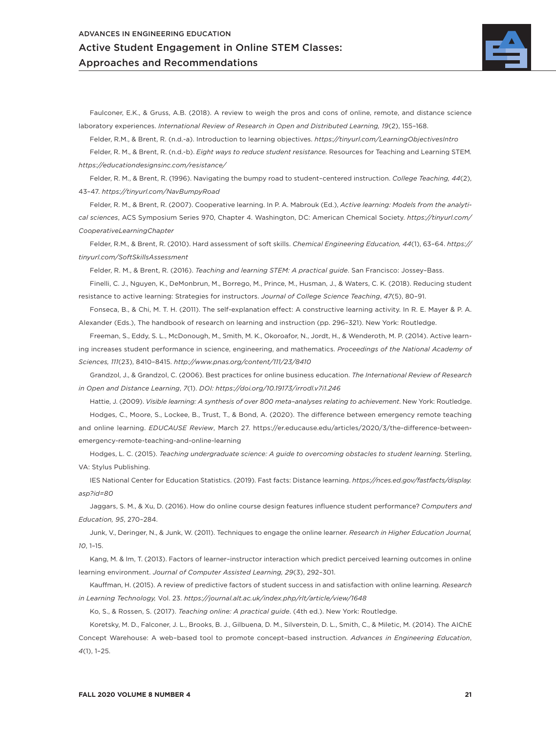Faulconer, E.K., & Gruss, A.B. (2018). A review to weigh the pros and cons of online, remote, and distance science laboratory experiences. *International Review of Research in Open and Distributed Learning, 19*(2), 155–168.

Felder, R.M., & Brent, R. (n.d.-a). Introduction to learning objectives. *https://tinyurl.com/LearningObjectivesIntro*

Felder, R. M., & Brent, R. (n.d.-b). *Eight ways to reduce student resistance.* Resources for Teaching and Learning STEM. *https://educationdesignsinc.com/resistance/*

Felder, R. M., & Brent, R. (1996). Navigating the bumpy road to student-centered instruction. *College Teaching, 44*(2), 43–47. *https://tinyurl.com/NavBumpyRoad*

Felder, R. M., & Brent, R. (2007). Cooperative learning. In P. A. Mabrouk (Ed.), *Active learning: Models from the analytical sciences*, ACS Symposium Series 970, Chapter 4. Washington, DC: American Chemical Society. *https://tinyurl.com/CooperativeLearningChapter*

Felder, R.M., & Brent, R. (2010). Hard assessment of soft skills. *Chemical Engineering Education, 44*(1), 63–64. *https://tinyurl.com/SoftSkillsAssessment*

Felder, R. M., & Brent, R. (2016). *Teaching and learning STEM: A practical guide*. San Francisco: Jossey-Bass.

Finelli, C. J., Nguyen, K., DeMonbrun, M., Borrego, M., Prince, M., Husman, J., & Waters, C. K. (2018). Reducing student resistance to active learning: Strategies for instructors. *Journal of College Science Teaching*, *47*(5), 80–91.

Fonseca, B., & Chi, M. T. H. (2011). The self-explanation effect: A constructive learning activity. In R. E. Mayer & P. A. Alexander (Eds.), The handbook of research on learning and instruction (pp. 296–321). New York: Routledge.

Freeman, S., Eddy, S. L., McDonough, M., Smith, M. K., Okoroafor, N., Jordt, H., & Wenderoth, M. P. (2014). Active learning increases student performance in science, engineering, and mathematics. *Proceedings of the National Academy of Sciences, 111*(23), 8410–8415. *http://www.pnas.org/content/111/23/8410*

Grandzol, J., & Grandzol, C. (2006). Best practices for online business education. *The International Review of Research in Open and Distance Learning*, *7*(1). *DOI: https://doi.org/10.19173/irrodl.v7i1.246*

Hattie, J. (2009). *Visible learning: A synthesis of over 800 meta-analyses relating to achievement*. New York: Routledge.

Hodges, C., Moore, S., Lockee, B., Trust, T., & Bond, A. (2020). The difference between emergency remote teaching and online learning. *EDUCAUSE Review*, March 27. https://er.educause.edu/articles/2020/3/the-difference-between-emergency-remote-teaching-and-online-learning

Hodges, L. C. (2015). *Teaching undergraduate science: A guide to overcoming obstacles to student learning.* Sterling, VA: Stylus Publishing.

IES National Center for Education Statistics. (2019). Fast facts: Distance learning. *https://nces.ed.gov/fastfacts/display.asp?id=80*

Jaggars, S. M., & Xu, D. (2016). How do online course design features influence student performance? *Computers and Education, 95*, 270–284.

Junk, V., Deringer, N., & Junk, W. (2011). Techniques to engage the online learner. *Research in Higher Education Journal, 10*, 1–15.

Kang, M. & Im, T. (2013). Factors of learner-instructor interaction which predict perceived learning outcomes in online learning environment. *Journal of Computer Assisted Learning, 29*(3), 292–301.

Kauffman, H. (2015). A review of predictive factors of student success in and satisfaction with online learning. *Research in Learning Technology,* Vol. 23. *https://journal.alt.ac.uk/index.php/rlt/article/view/1648*

Ko, S., & Rossen, S. (2017). *Teaching online: A practical guide*. (4th ed.). New York: Routledge.

Koretsky, M. D., Falconer, J. L., Brooks, B. J., Gilbuena, D. M., Silverstein, D. L., Smith, C., & Miletic, M. (2014). The AIChE Concept Warehouse: A web-based tool to promote concept-based instruction. *Advances in Engineering Education*, *4*(1), 1–25.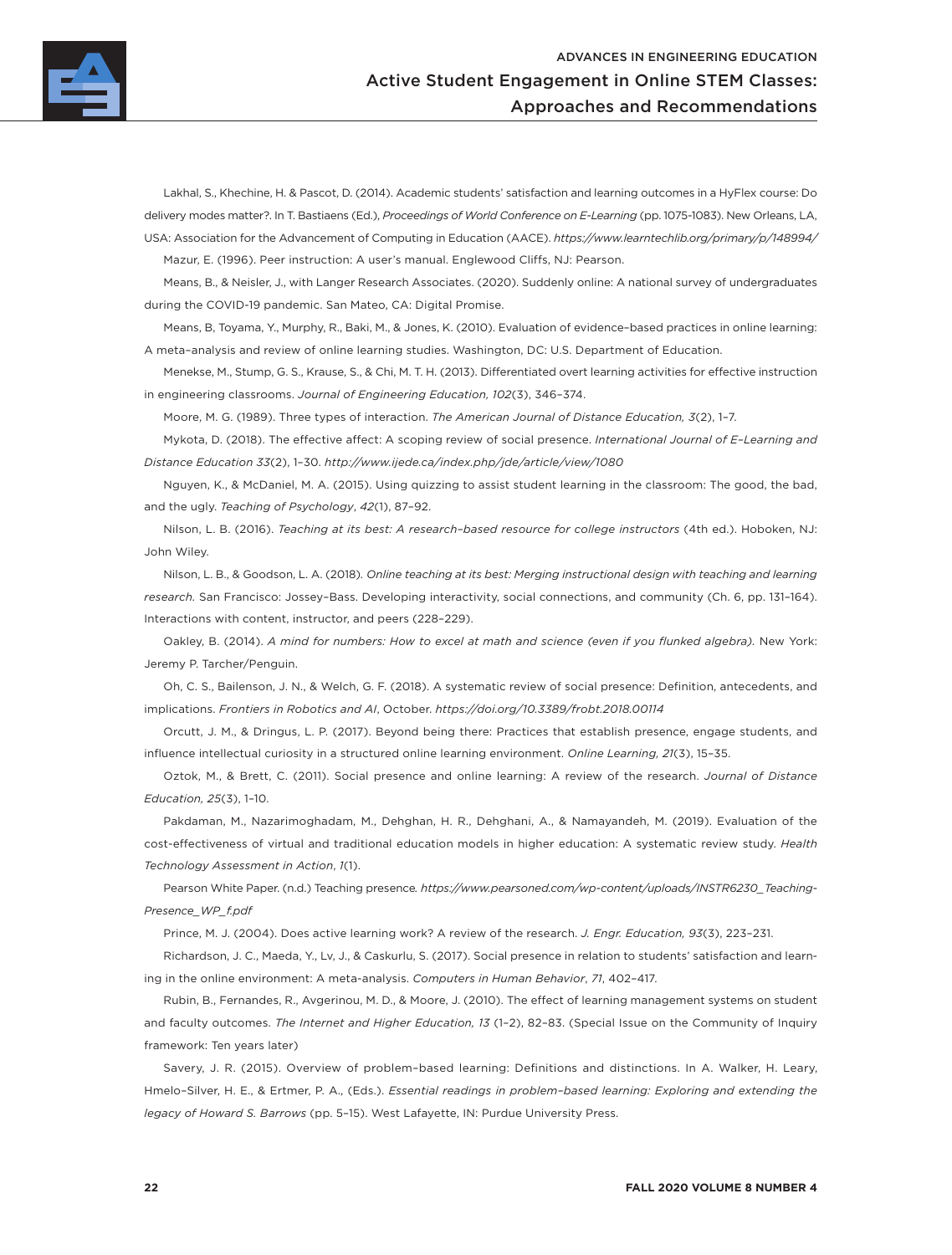Lakhal, S., Khechine, H. & Pascot, D. (2014). Academic students' satisfaction and learning outcomes in a HyFlex course: Do delivery modes matter?. In T. Bastiaens (Ed.), *Proceedings of World Conference on E-Learning* (pp. 1075-1083). New Orleans, LA, USA: Association for the Advancement of Computing in Education (AACE). *https://www.learntechlib.org/primary/p/148994/*

Mazur, E. (1996). Peer instruction: A user's manual. Englewood Cliffs, NJ: Pearson.

Means, B., & Neisler, J., with Langer Research Associates. (2020). Suddenly online: A national survey of undergraduates during the COVID-19 pandemic. San Mateo, CA: Digital Promise.

Means, B, Toyama, Y., Murphy, R., Baki, M., & Jones, K. (2010). Evaluation of evidence–based practices in online learning: A meta–analysis and review of online learning studies. Washington, DC: U.S. Department of Education.

Menekse, M., Stump, G. S., Krause, S., & Chi, M. T. H. (2013). Differentiated overt learning activities for effective instruction in engineering classrooms. *Journal of Engineering Education, 102*(3), 346–374.

Moore, M. G. (1989). Three types of interaction. *The American Journal of Distance Education, 3*(2), 1–7.

Mykota, D. (2018). The effective affect: A scoping review of social presence. *International Journal of E–Learning and Distance Education 33*(2), 1–30. *http://www.ijede.ca/index.php/jde/article/view/1080*

Nguyen, K., & McDaniel, M. A. (2015). Using quizzing to assist student learning in the classroom: The good, the bad, and the ugly. *Teaching of Psychology*, *42*(1), 87–92.

Nilson, L. B. (2016). *Teaching at its best: A research–based resource for college instructors* (4th ed.). Hoboken, NJ: John Wiley.

Nilson, L. B., & Goodson, L. A. (2018). *Online teaching at its best: Merging instructional design with teaching and learning research.* San Francisco: Jossey–Bass. Developing interactivity, social connections, and community (Ch. 6, pp. 131–164). Interactions with content, instructor, and peers (228–229).

Oakley, B. (2014). *A mind for numbers: How to excel at math and science (even if you flunked algebra).* New York: Jeremy P. Tarcher/Penguin.

Oh, C. S., Bailenson, J. N., & Welch, G. F. (2018). A systematic review of social presence: Definition, antecedents, and implications. *Frontiers in Robotics and AI*, October. *https://doi.org/10.3389/frobt.2018.00114*

Orcutt, J. M., & Dringus, L. P. (2017). Beyond being there: Practices that establish presence, engage students, and influence intellectual curiosity in a structured online learning environment. *Online Learning, 21*(3), 15–35.

Oztok, M., & Brett, C. (2011). Social presence and online learning: A review of the research. *Journal of Distance Education, 25*(3), 1–10.

Pakdaman, M., Nazarimoghadam, M., Dehghan, H. R., Dehghani, A., & Namayandeh, M. (2019). Evaluation of the cost-effectiveness of virtual and traditional education models in higher education: A systematic review study. *Health Technology Assessment in Action*, *1*(1).

Pearson White Paper. (n.d.) Teaching presence*. https://www.pearsoned.com/wp-content/uploads/INSTR6230_Teaching-Presence_WP_f.pdf*

Prince, M. J. (2004). Does active learning work? A review of the research. *J. Engr. Education, 93*(3), 223–231.

Richardson, J. C., Maeda, Y., Lv, J., & Caskurlu, S. (2017). Social presence in relation to students' satisfaction and learning in the online environment: A meta-analysis. *Computers in Human Behavior*, *71*, 402–417.

Rubin, B., Fernandes, R., Avgerinou, M. D., & Moore, J. (2010). The effect of learning management systems on student and faculty outcomes. *The Internet and Higher Education, 13* (1–2), 82–83. (Special Issue on the Community of Inquiry framework: Ten years later)

Savery, J. R. (2015). Overview of problem–based learning: Definitions and distinctions. In A. Walker, H. Leary, Hmelo–Silver, H. E., & Ertmer, P. A., (Eds.). *Essential readings in problem–based learning: Exploring and extending the legacy of Howard S. Barrows* (pp. 5–15). West Lafayette, IN: Purdue University Press.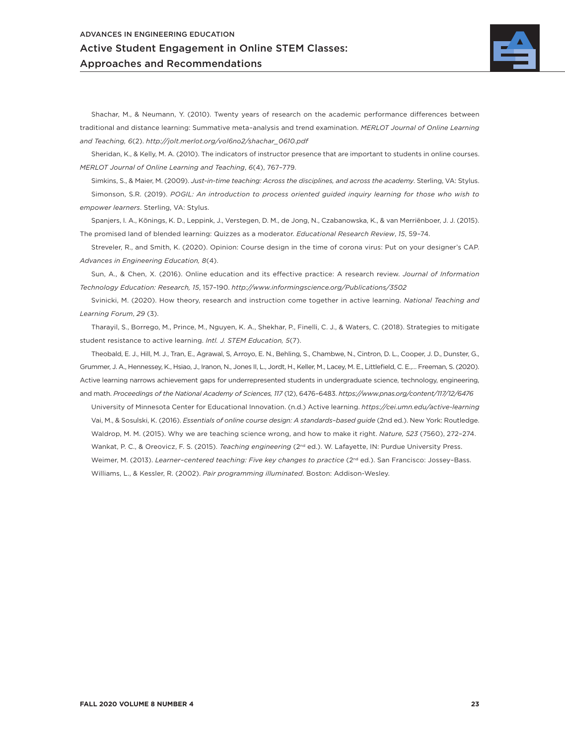Shachar, M., & Neumann, Y. (2010). Twenty years of research on the academic performance differences between traditional and distance learning: Summative meta–analysis and trend examination. *MERLOT Journal of Online Learning and Teaching, 6*(2). *http://jolt.merlot.org/vol6no2/shachar_0610.pdf*

Sheridan, K., & Kelly, M. A. (2010). The indicators of instructor presence that are important to students in online courses. *MERLOT Journal of Online Learning and Teaching*, *6*(4), 767–779.

Simkins, S., & Maier, M. (2009). *Just-in-time teaching: Across the disciplines, and across the academy*. Sterling, VA: Stylus.

Simonson, S.R. (2019). *POGIL: An introduction to process oriented guided inquiry learning for those who wish to empower learners*. Sterling, VA: Stylus.

Spanjers, I. A., Könings, K. D., Leppink, J., Verstegen, D. M., de Jong, N., Czabanowska, K., & van Merriënboer, J. J. (2015). The promised land of blended learning: Quizzes as a moderator. *Educational Research Review*, *15*, 59–74.

Streveler, R., and Smith, K. (2020). Opinion: Course design in the time of corona virus: Put on your designer's CAP. *Advances in Engineering Education, 8*(4).

Sun, A., & Chen, X. (2016). Online education and its effective practice: A research review. *Journal of Information Technology Education: Research, 15*, 157–190. *http://www.informingscience.org/Publications/3502*

Svinicki, M. (2020). How theory, research and instruction come together in active learning. *National Teaching and Learning Forum*, *29* (3).

Tharayil, S., Borrego, M., Prince, M., Nguyen, K. A., Shekhar, P., Finelli, C. J., & Waters, C. (2018). Strategies to mitigate student resistance to active learning. *Intl. J. STEM Education, 5*(7).

Theobald, E. J., Hill, M. J., Tran, E., Agrawal, S, Arroyo, E. N., Behling, S., Chambwe, N., Cintron, D. L., Cooper, J. D., Dunster, G., Grummer, J. A., Hennessey, K., Hsiao, J., Iranon, N., Jones II, L., Jordt, H., Keller, M., Lacey, M. E., Littlefield, C. E.,… Freeman, S. (2020). Active learning narrows achievement gaps for underrepresented students in undergraduate science, technology, engineering, and math. *Proceedings of the National Academy of Sciences, 117* (12), 6476–6483. *https://www.pnas.org/content/117/12/6476*

University of Minnesota Center for Educational Innovation. (n.d.) Active learning. *https://cei.umn.edu/active-learning*

Vai, M., & Sosulski, K. (2016). *Essentials of online course design: A standards–based guide* (2nd ed.). New York: Routledge.

Waldrop, M. M. (2015). Why we are teaching science wrong, and how to make it right. *Nature, 523* (7560), 272–274.

Wankat, P. C., & Oreovicz, F. S. (2015). *Teaching engineering* (2nd ed.). W. Lafayette, IN: Purdue University Press.

Weimer, M. (2013). *Learner–centered teaching: Five key changes to practice* (2nd ed.). San Francisco: Jossey–Bass.

Williams, L., & Kessler, R. (2002). *Pair programming illuminated*. Boston: Addison-Wesley.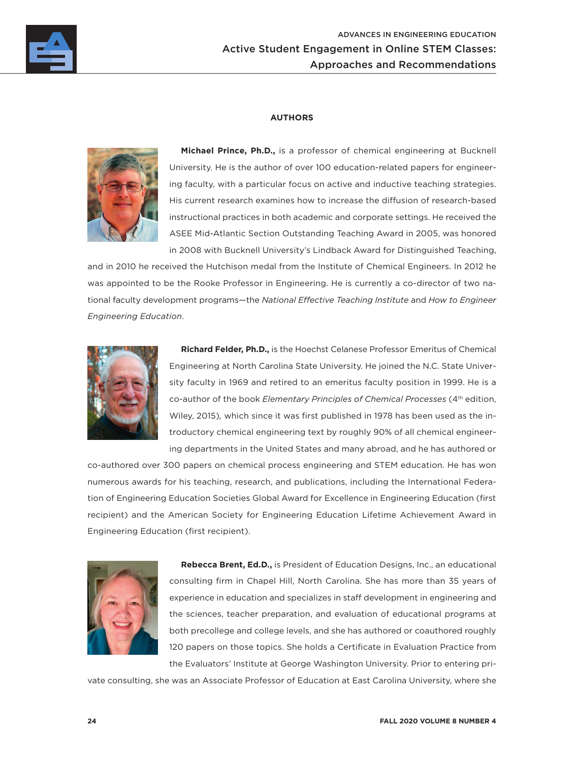## AUTHORS

**Michael Prince, Ph.D.,** is a professor of chemical engineering at Bucknell University. He is the author of over 100 education-related papers for engineering faculty, with a particular focus on active and inductive teaching strategies. His current research examines how to increase the diffusion of research-based instructional practices in both academic and corporate settings. He received the ASEE Mid-Atlantic Section Outstanding Teaching Award in 2005, was honored in 2008 with Bucknell University's Lindback Award for Distinguished Teaching, and in 2010 he received the Hutchison medal from the Institute of Chemical Engineers. In 2012 he was appointed to be the Rooke Professor in Engineering. He is currently a co-director of two national faculty development programs—the *National Effective Teaching Institute* and *How to Engineer Engineering Education*.

**Richard Felder, Ph.D.,** is the Hoechst Celanese Professor Emeritus of Chemical Engineering at North Carolina State University. He joined the N.C. State University faculty in 1969 and retired to an emeritus faculty position in 1999. He is a co-author of the book *Elementary Principles of Chemical Processes* (4th edition, Wiley, 2015), which since it was first published in 1978 has been used as the introductory chemical engineering text by roughly 90% of all chemical engineering departments in the United States and many abroad, and he has authored or co-authored over 300 papers on chemical process engineering and STEM education. He has won numerous awards for his teaching, research, and publications, including the International Federation of Engineering Education Societies Global Award for Excellence in Engineering Education (first recipient) and the American Society for Engineering Education Lifetime Achievement Award in Engineering Education (first recipient).

**Rebecca Brent, Ed.D.,** is President of Education Designs, Inc., an educational consulting firm in Chapel Hill, North Carolina. She has more than 35 years of experience in education and specializes in staff development in engineering and the sciences, teacher preparation, and evaluation of educational programs at both precollege and college levels, and she has authored or coauthored roughly 120 papers on those topics. She holds a Certificate in Evaluation Practice from the Evaluators' Institute at George Washington University. Prior to entering private consulting, she was an Associate Professor of Education at East Carolina University, where she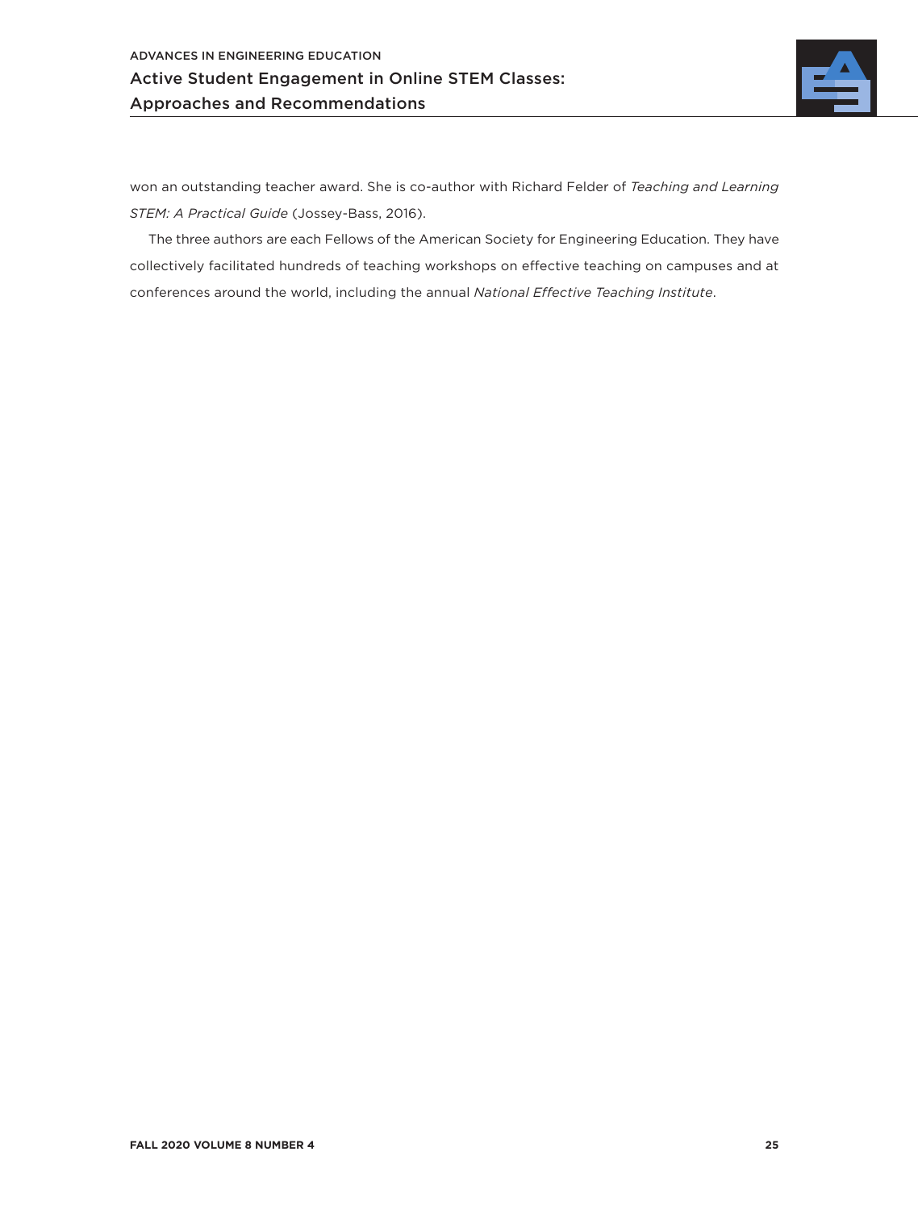won an outstanding teacher award. She is co-author with Richard Felder of *Teaching and Learning STEM: A Practical Guide* (Jossey-Bass, 2016).

The three authors are each Fellows of the American Society for Engineering Education. They have collectively facilitated hundreds of teaching workshops on effective teaching on campuses and at conferences around the world, including the annual *National Effective Teaching Institute*.